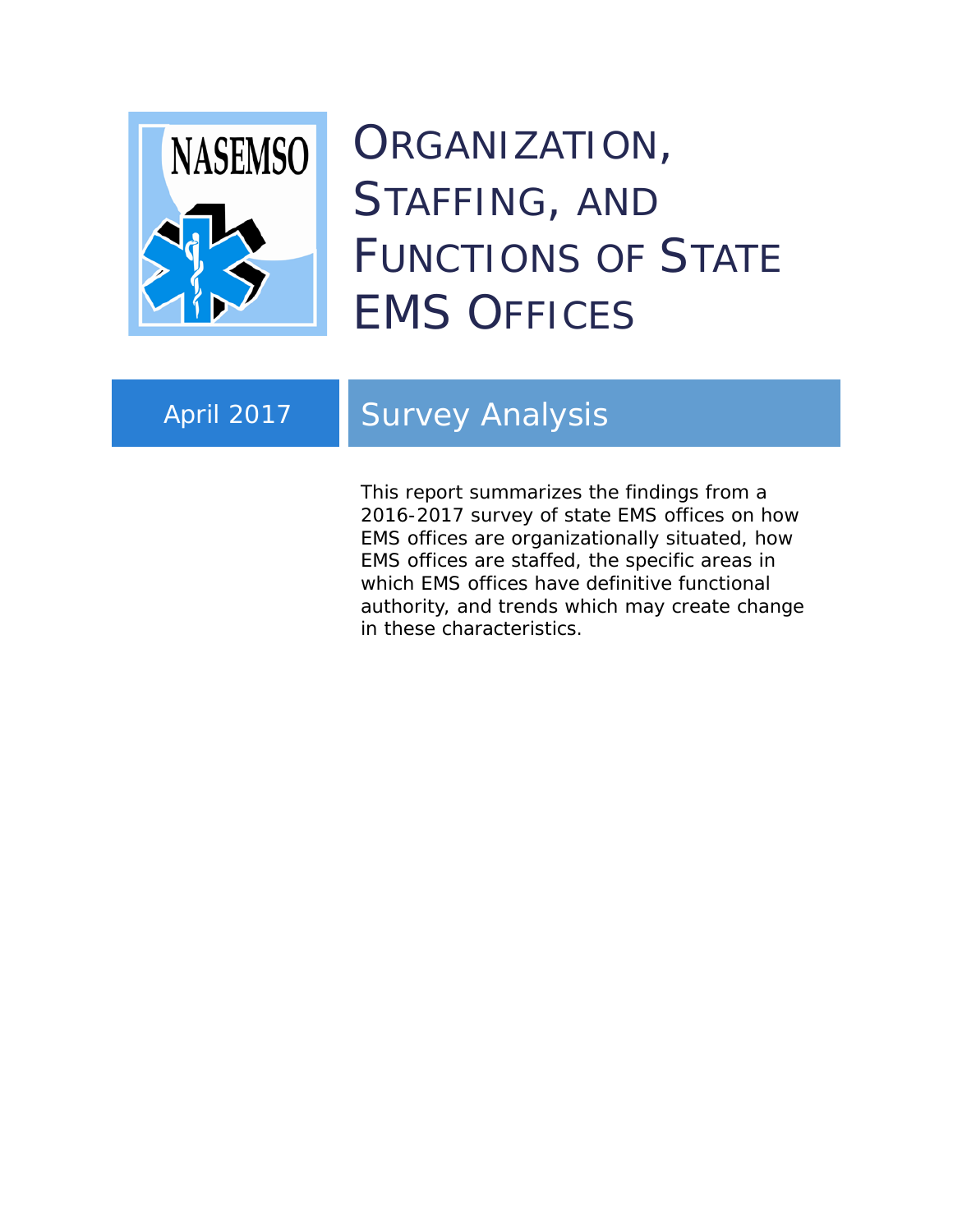NASEMSO

# Organization, Staffing, and Functions of State EMS Offices

April 2017

## Survey Analysis

This report summarizes the findings from a 2016-2017 survey of state EMS offices on how EMS offices are organizationally situated, how EMS offices are staffed, the specific areas in which EMS offices have definitive functional authority, and trends which may create change in these characteristics.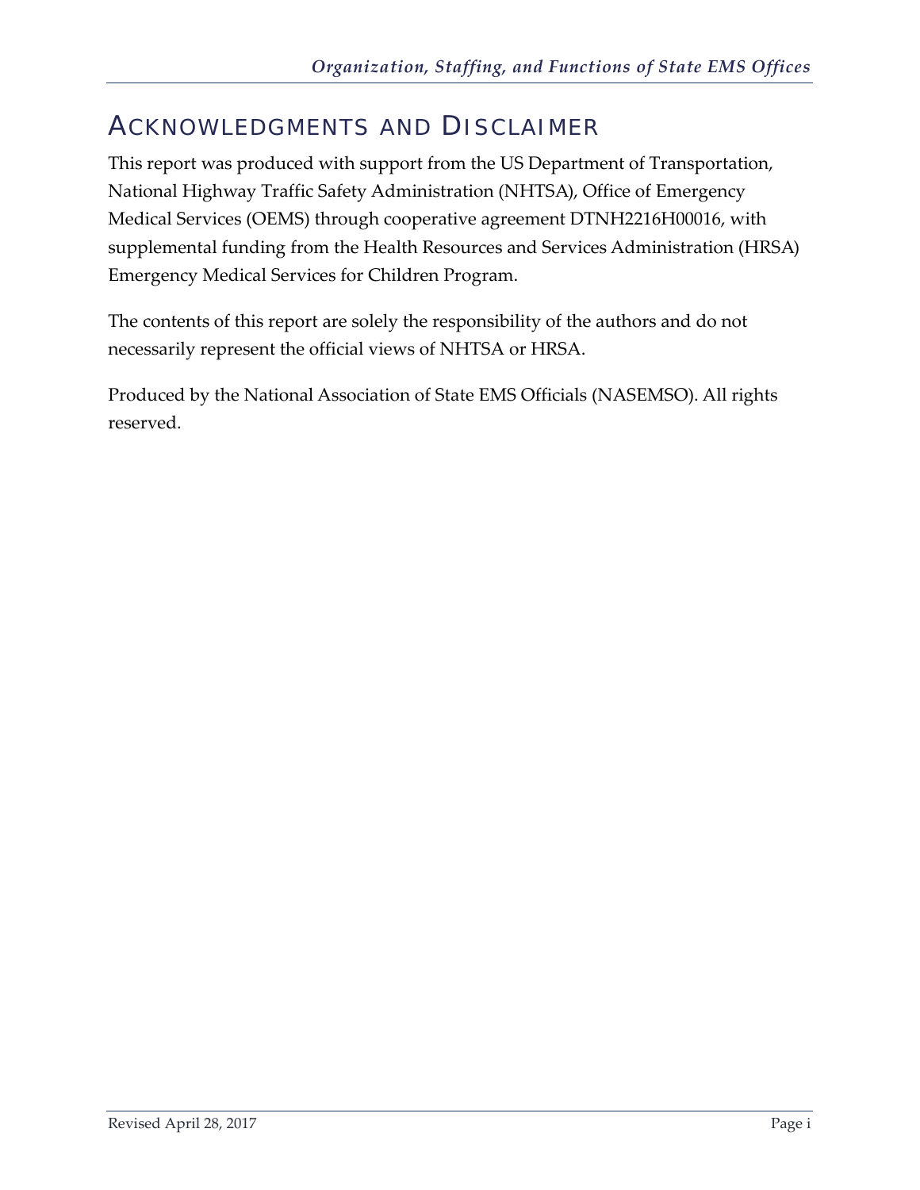# Acknowledgments and Disclaimer

This report was produced with support from the US Department of Transportation, National Highway Traffic Safety Administration (NHTSA), Office of Emergency Medical Services (OEMS) through cooperative agreement DTNH2216H00016, with supplemental funding from the Health Resources and Services Administration (HRSA) Emergency Medical Services for Children Program.

The contents of this report are solely the responsibility of the authors and do not necessarily represent the official views of NHTSA or HRSA.

Produced by the National Association of State EMS Officials (NASEMSO). All rights reserved.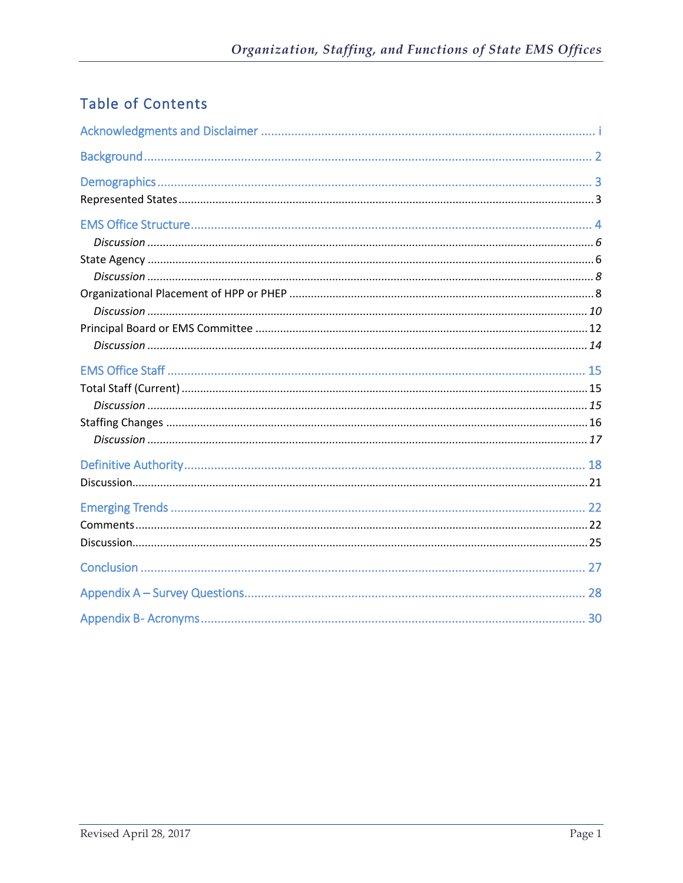## Table of Contents

Acknowledgments and Disclaimer ..... i

Background ..... 2

Demographics ..... 3

Represented States ..... 3

EMS Office Structure ..... 4

*Discussion* ..... *6*

State Agency ..... 6

*Discussion* ..... *8*

Organizational Placement of HPP or PHEP ..... 8

*Discussion* ..... *10*

Principal Board or EMS Committee ..... 12

*Discussion* ..... *14*

EMS Office Staff ..... 15

Total Staff (Current) ..... 15

*Discussion* ..... *15*

Staffing Changes ..... 16

*Discussion* ..... *17*

Definitive Authority ..... 18

Discussion ..... 21

Emerging Trends ..... 22

Comments ..... 22

Discussion ..... 25

Conclusion ..... 27

Appendix A – Survey Questions ..... 28

Appendix B- Acronyms ..... 30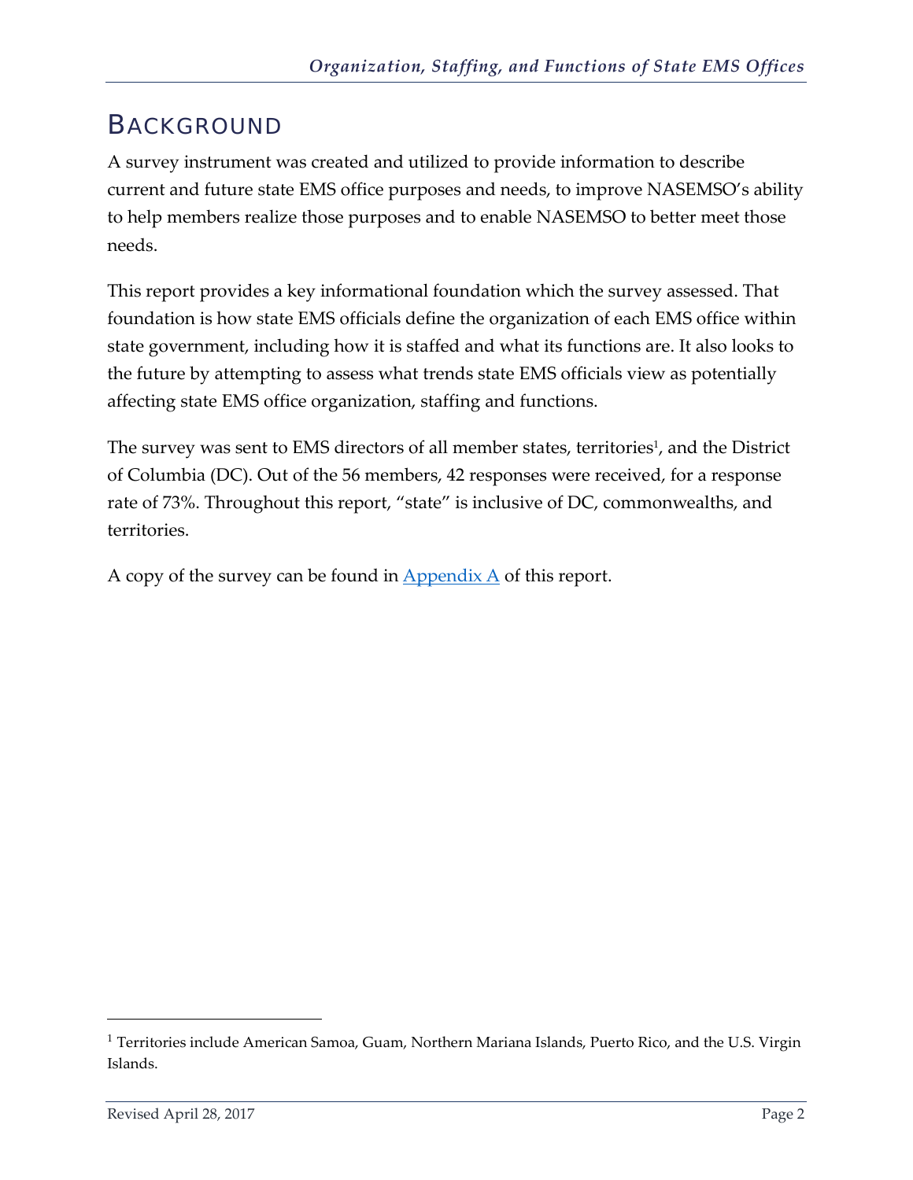# BACKGROUND

A survey instrument was created and utilized to provide information to describe current and future state EMS office purposes and needs, to improve NASEMSO's ability to help members realize those purposes and to enable NASEMSO to better meet those needs.

This report provides a key informational foundation which the survey assessed. That foundation is how state EMS officials define the organization of each EMS office within state government, including how it is staffed and what its functions are. It also looks to the future by attempting to assess what trends state EMS officials view as potentially affecting state EMS office organization, staffing and functions.

The survey was sent to EMS directors of all member states, territories[1], and the District of Columbia (DC). Out of the 56 members, 42 responses were received, for a response rate of 73%. Throughout this report, "state" is inclusive of DC, commonwealths, and territories.

A copy of the survey can be found in [Appendix A](#) of this report.

[1] Territories include American Samoa, Guam, Northern Mariana Islands, Puerto Rico, and the U.S. Virgin Islands.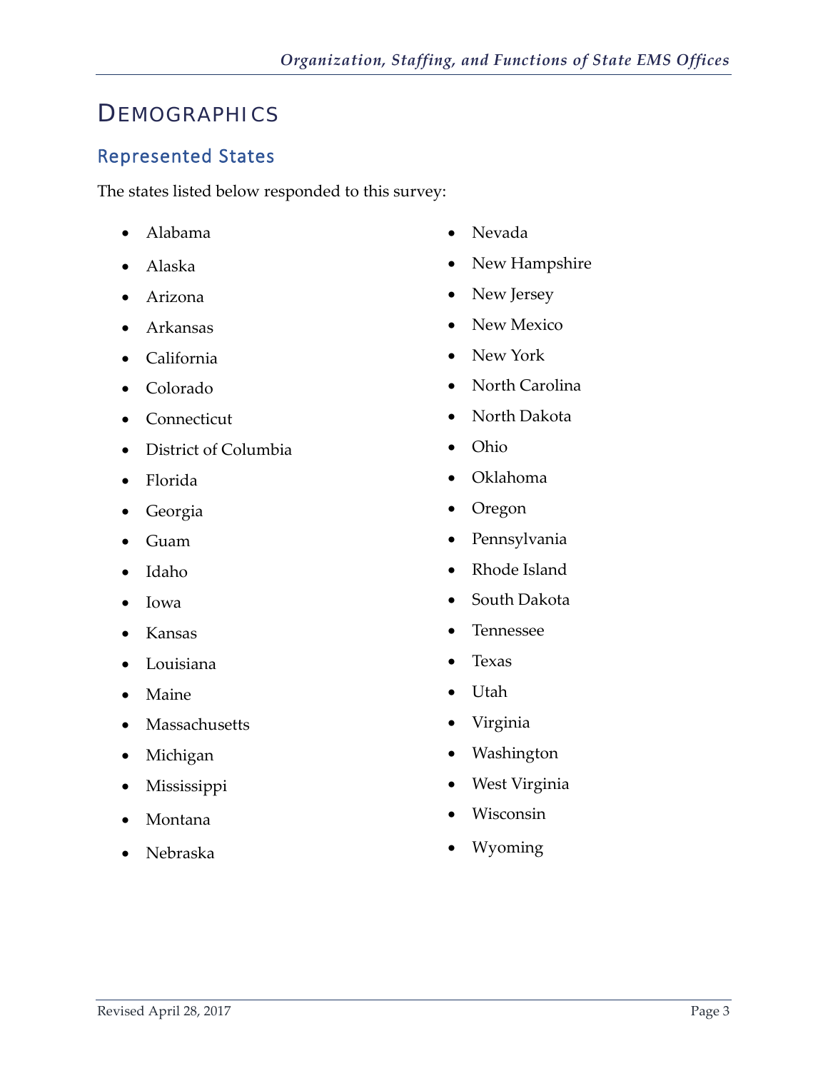# DEMOGRAPHICS

## Represented States

The states listed below responded to this survey:

- Alabama
- Alaska
- Arizona
- Arkansas
- California
- Colorado
- Connecticut
- District of Columbia
- Florida
- Georgia
- Guam
- Idaho
- Iowa
- Kansas
- Louisiana
- Maine
- Massachusetts
- Michigan
- Mississippi
- Montana
- Nebraska
- Nevada
- New Hampshire
- New Jersey
- New Mexico
- New York
- North Carolina
- North Dakota
- Ohio
- Oklahoma
- Oregon
- Pennsylvania
- Rhode Island
- South Dakota
- Tennessee
- Texas
- Utah
- Virginia
- Washington
- West Virginia
- Wisconsin
- Wyoming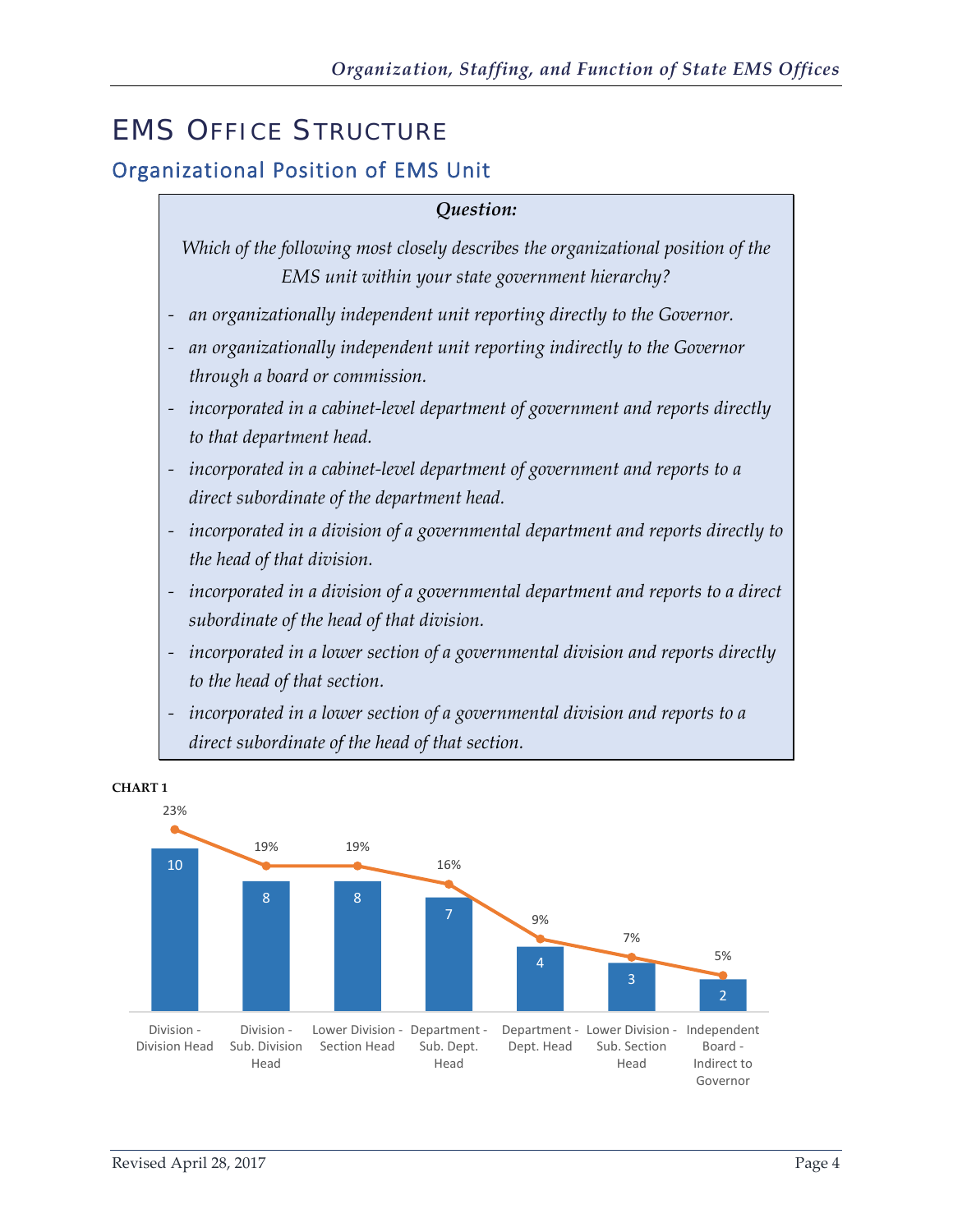# EMS Office Structure

## Organizational Position of EMS Unit

***Question:***

*Which of the following most closely describes the organizational position of the EMS unit within your state government hierarchy?*

- *an organizationally independent unit reporting directly to the Governor.*
- *an organizationally independent unit reporting indirectly to the Governor through a board or commission.*
- *incorporated in a cabinet-level department of government and reports directly to that department head.*
- *incorporated in a cabinet-level department of government and reports to a direct subordinate of the department head.*
- *incorporated in a division of a governmental department and reports directly to the head of that division.*
- *incorporated in a division of a governmental department and reports to a direct subordinate of the head of that division.*
- *incorporated in a lower section of a governmental division and reports directly to the head of that section.*
- *incorporated in a lower section of a governmental division and reports to a direct subordinate of the head of that section.*

**CHART 1**

| Position | Count | Percent |
|---|---|---|
| Division - Division Head | 10 | 23% |
| Division - Sub. Division Head | 8 | 19% |
| Lower Division - Section Head | 8 | 19% |
| Department - Sub. Dept. Head | 7 | 16% |
| Department - Dept. Head | 4 | 9% |
| Lower Division - Sub. Section Head | 3 | 7% |
| Independent Board - Indirect to Governor | 2 | 5% |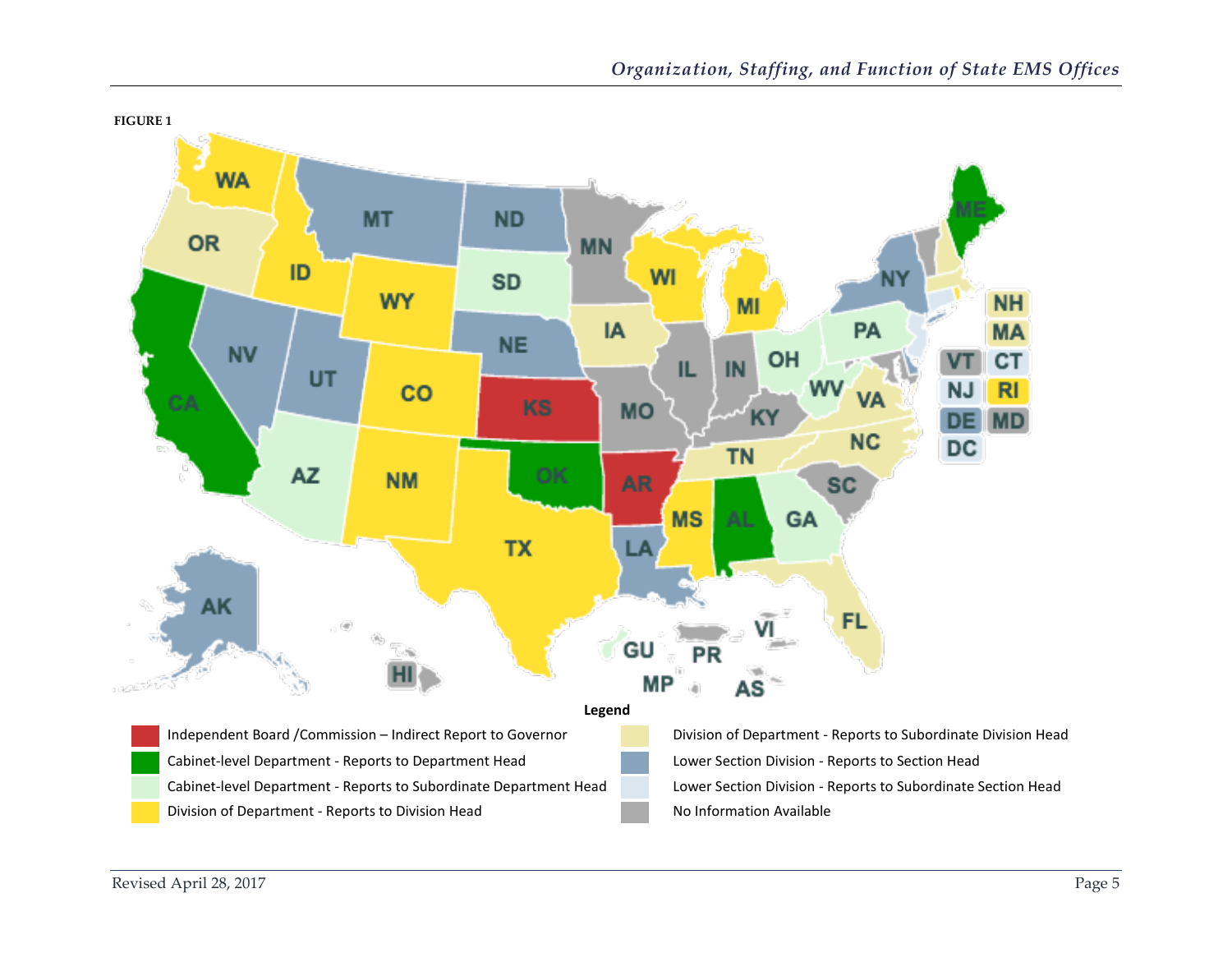**FIGURE 1**

**Legend**

- Independent Board /Commission – Indirect Report to Governor
- Cabinet-level Department - Reports to Department Head
- Cabinet-level Department - Reports to Subordinate Department Head
- Division of Department - Reports to Division Head
- Division of Department - Reports to Subordinate Division Head
- Lower Section Division - Reports to Section Head
- Lower Section Division - Reports to Subordinate Section Head
- No Information Available

Revised April 28, 2017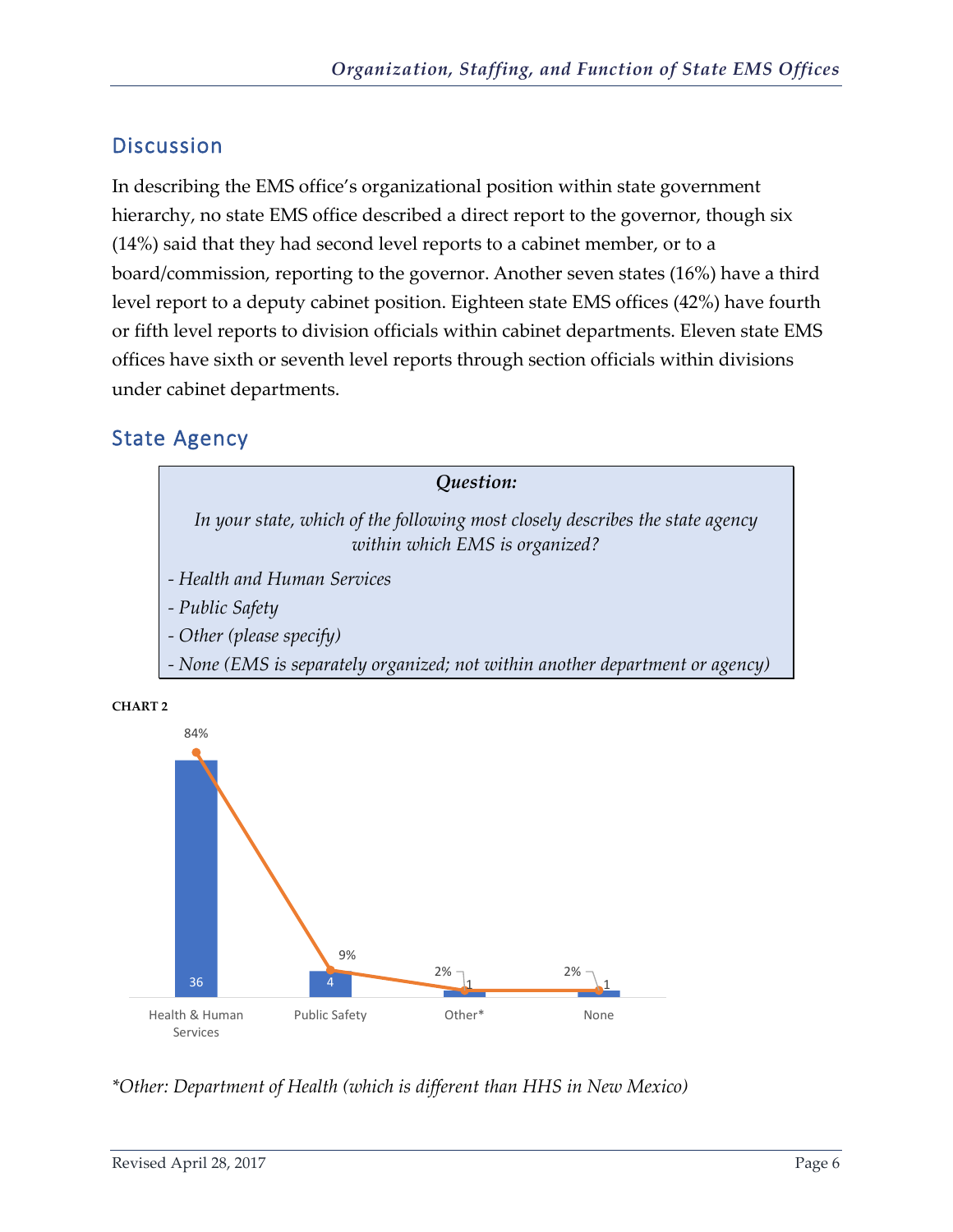## Discussion

In describing the EMS office's organizational position within state government hierarchy, no state EMS office described a direct report to the governor, though six (14%) said that they had second level reports to a cabinet member, or to a board/commission, reporting to the governor. Another seven states (16%) have a third level report to a deputy cabinet position. Eighteen state EMS offices (42%) have fourth or fifth level reports to division officials within cabinet departments. Eleven state EMS offices have sixth or seventh level reports through section officials within divisions under cabinet departments.

## State Agency

> ***Question:***
>
> *In your state, which of the following most closely describes the state agency within which EMS is organized?*
>
> *- Health and Human Services*
>
> *- Public Safety*
>
> *- Other (please specify)*
>
> *- None (EMS is separately organized; not within another department or agency)*

**CHART 2**

| Agency | Count | Percent |
|---|---|---|
| Health & Human Services | 36 | 84% |
| Public Safety | 4 | 9% |
| Other* | 1 | 2% |
| None | 1 | 2% |

*\*Other: Department of Health (which is different than HHS in New Mexico)*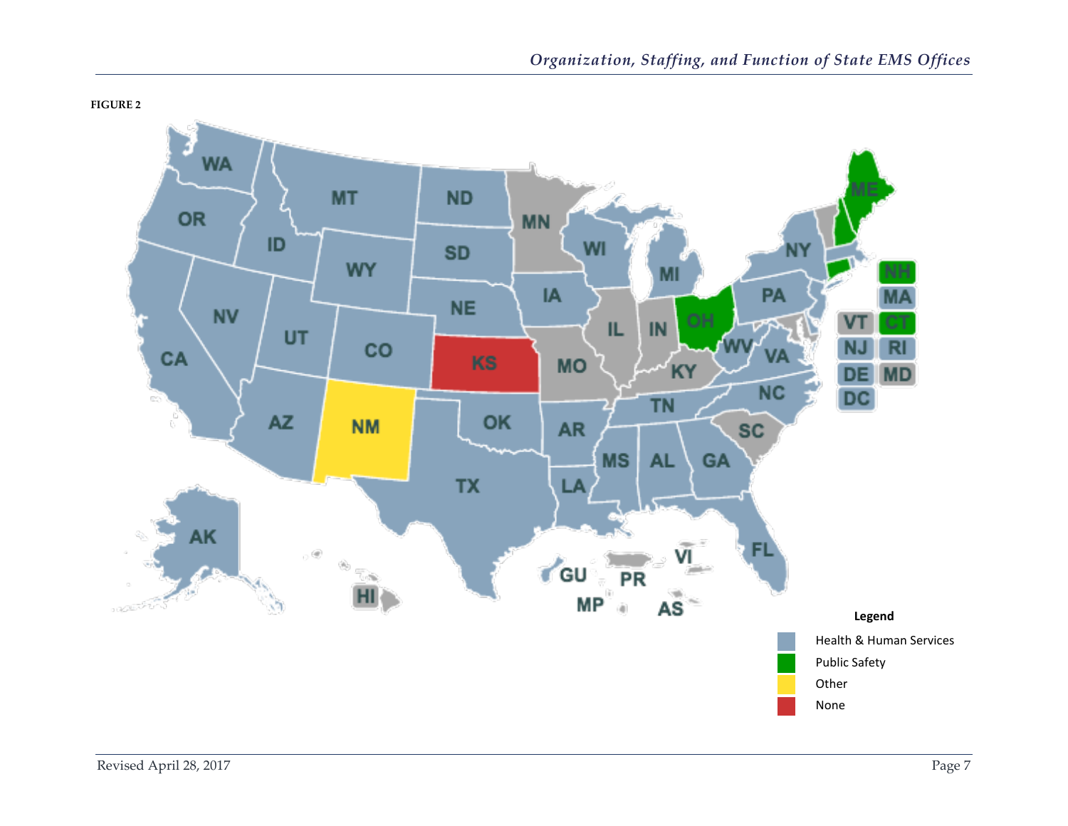**FIGURE 2**

**Legend**

- Health & Human Services
- Public Safety
- Other
- None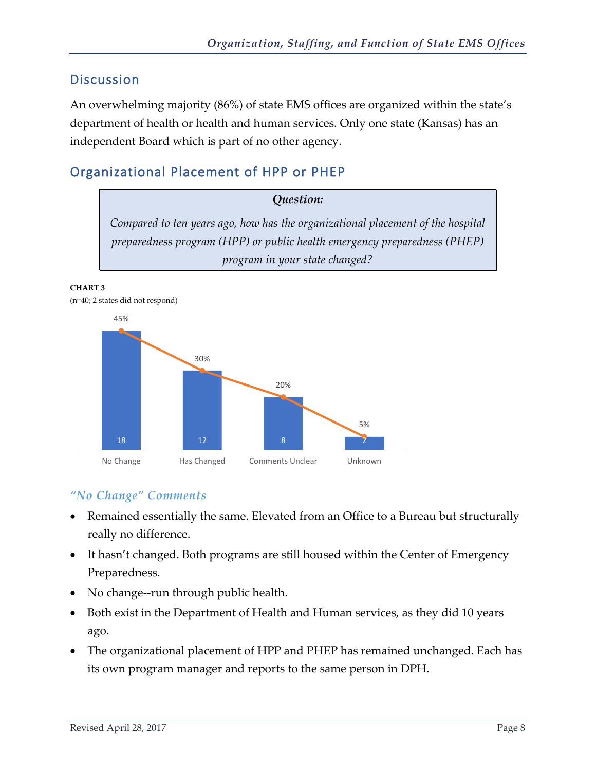## Discussion

An overwhelming majority (86%) of state EMS offices are organized within the state's department of health or health and human services. Only one state (Kansas) has an independent Board which is part of no other agency.

## Organizational Placement of HPP or PHEP

> ***Question:***
>
> *Compared to ten years ago, how has the organizational placement of the hospital preparedness program (HPP) or public health emergency preparedness (PHEP) program in your state changed?*

**CHART 3**
(n=40; 2 states did not respond)

| Response | Count | Percent |
|---|---|---|
| No Change | 18 | 45% |
| Has Changed | 12 | 30% |
| Comments Unclear | 8 | 20% |
| Unknown | 2 | 5% |

### *"No Change" Comments*

- Remained essentially the same. Elevated from an Office to a Bureau but structurally really no difference.
- It hasn't changed. Both programs are still housed within the Center of Emergency Preparedness.
- No change--run through public health.
- Both exist in the Department of Health and Human services, as they did 10 years ago.
- The organizational placement of HPP and PHEP has remained unchanged. Each has its own program manager and reports to the same person in DPH.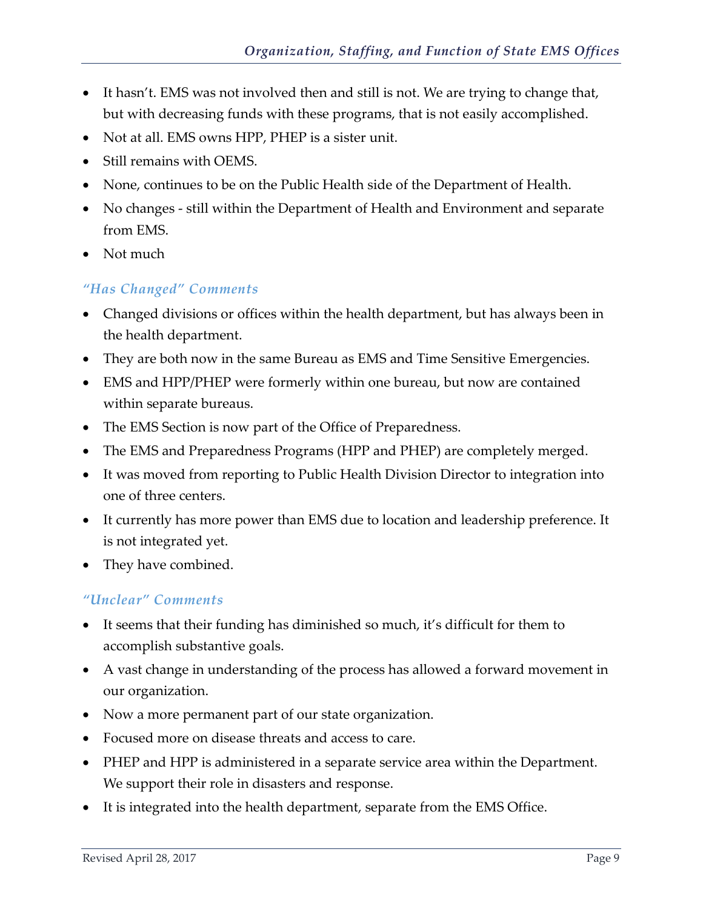- It hasn't. EMS was not involved then and still is not. We are trying to change that, but with decreasing funds with these programs, that is not easily accomplished.
- Not at all. EMS owns HPP, PHEP is a sister unit.
- Still remains with OEMS.
- None, continues to be on the Public Health side of the Department of Health.
- No changes - still within the Department of Health and Environment and separate from EMS.
- Not much

### *"Has Changed" Comments*

- Changed divisions or offices within the health department, but has always been in the health department.
- They are both now in the same Bureau as EMS and Time Sensitive Emergencies.
- EMS and HPP/PHEP were formerly within one bureau, but now are contained within separate bureaus.
- The EMS Section is now part of the Office of Preparedness.
- The EMS and Preparedness Programs (HPP and PHEP) are completely merged.
- It was moved from reporting to Public Health Division Director to integration into one of three centers.
- It currently has more power than EMS due to location and leadership preference. It is not integrated yet.
- They have combined.

### *"Unclear" Comments*

- It seems that their funding has diminished so much, it's difficult for them to accomplish substantive goals.
- A vast change in understanding of the process has allowed a forward movement in our organization.
- Now a more permanent part of our state organization.
- Focused more on disease threats and access to care.
- PHEP and HPP is administered in a separate service area within the Department. We support their role in disasters and response.
- It is integrated into the health department, separate from the EMS Office.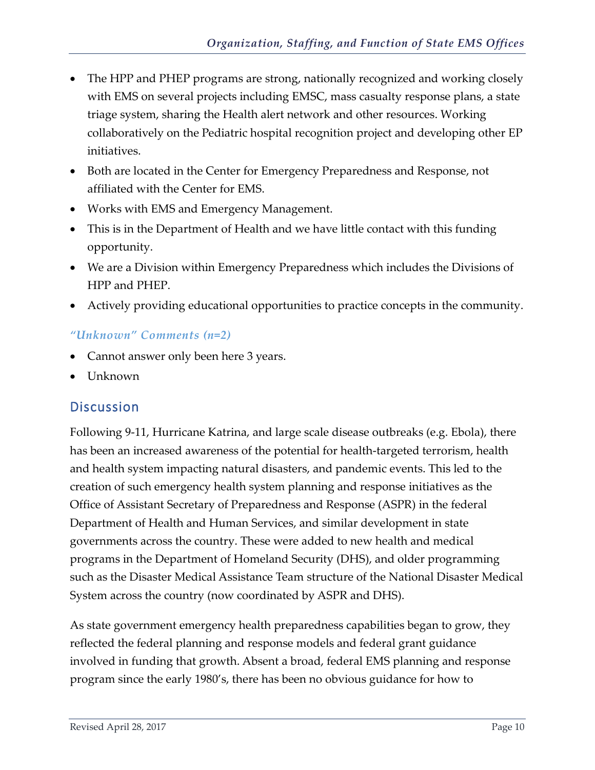- The HPP and PHEP programs are strong, nationally recognized and working closely with EMS on several projects including EMSC, mass casualty response plans, a state triage system, sharing the Health alert network and other resources. Working collaboratively on the Pediatric hospital recognition project and developing other EP initiatives.
- Both are located in the Center for Emergency Preparedness and Response, not affiliated with the Center for EMS.
- Works with EMS and Emergency Management.
- This is in the Department of Health and we have little contact with this funding opportunity.
- We are a Division within Emergency Preparedness which includes the Divisions of HPP and PHEP.
- Actively providing educational opportunities to practice concepts in the community.

### *"Unknown" Comments (n=2)*

- Cannot answer only been here 3 years.
- Unknown

## Discussion

Following 9-11, Hurricane Katrina, and large scale disease outbreaks (e.g. Ebola), there has been an increased awareness of the potential for health-targeted terrorism, health and health system impacting natural disasters, and pandemic events. This led to the creation of such emergency health system planning and response initiatives as the Office of Assistant Secretary of Preparedness and Response (ASPR) in the federal Department of Health and Human Services, and similar development in state governments across the country. These were added to new health and medical programs in the Department of Homeland Security (DHS), and older programming such as the Disaster Medical Assistance Team structure of the National Disaster Medical System across the country (now coordinated by ASPR and DHS).

As state government emergency health preparedness capabilities began to grow, they reflected the federal planning and response models and federal grant guidance involved in funding that growth. Absent a broad, federal EMS planning and response program since the early 1980's, there has been no obvious guidance for how to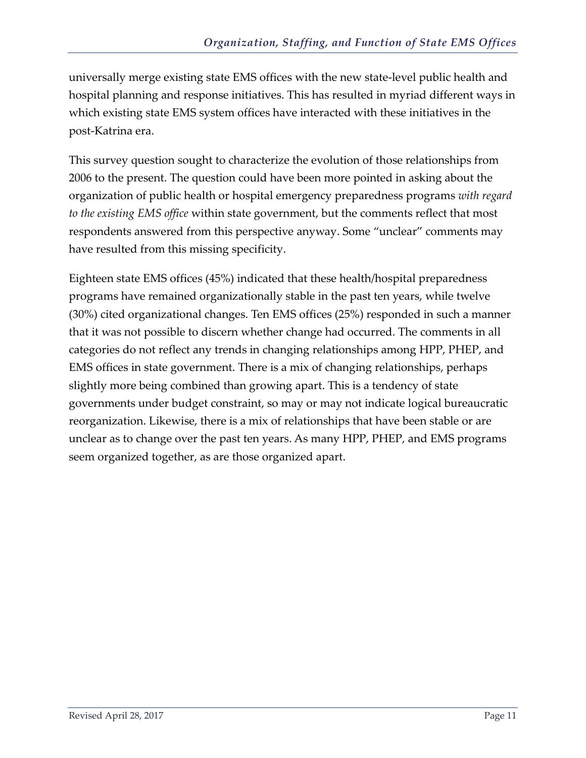universally merge existing state EMS offices with the new state-level public health and hospital planning and response initiatives. This has resulted in myriad different ways in which existing state EMS system offices have interacted with these initiatives in the post-Katrina era.

This survey question sought to characterize the evolution of those relationships from 2006 to the present. The question could have been more pointed in asking about the organization of public health or hospital emergency preparedness programs *with regard to the existing EMS office* within state government, but the comments reflect that most respondents answered from this perspective anyway. Some "unclear" comments may have resulted from this missing specificity.

Eighteen state EMS offices (45%) indicated that these health/hospital preparedness programs have remained organizationally stable in the past ten years, while twelve (30%) cited organizational changes. Ten EMS offices (25%) responded in such a manner that it was not possible to discern whether change had occurred. The comments in all categories do not reflect any trends in changing relationships among HPP, PHEP, and EMS offices in state government. There is a mix of changing relationships, perhaps slightly more being combined than growing apart. This is a tendency of state governments under budget constraint, so may or may not indicate logical bureaucratic reorganization. Likewise, there is a mix of relationships that have been stable or are unclear as to change over the past ten years. As many HPP, PHEP, and EMS programs seem organized together, as are those organized apart.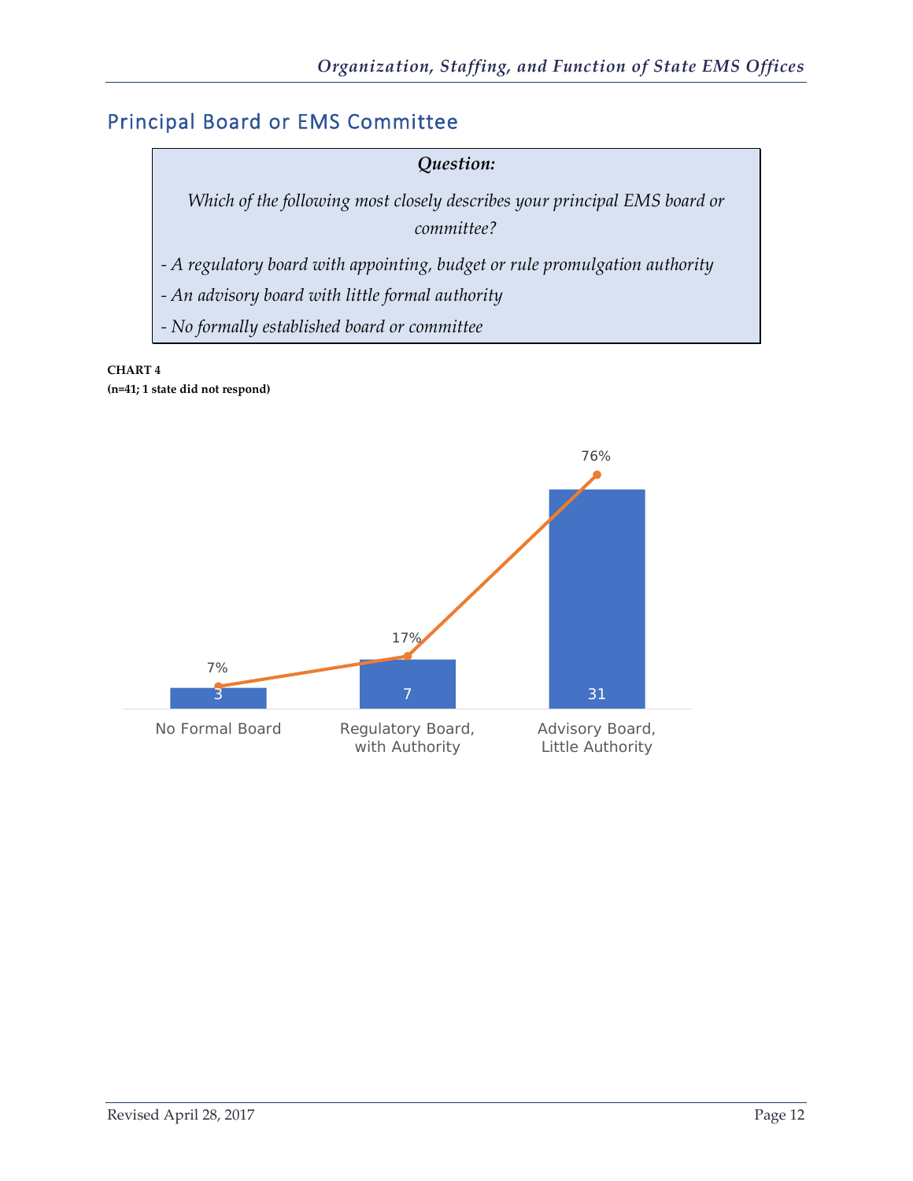## Principal Board or EMS Committee

> ***Question:***
>
> *Which of the following most closely describes your principal EMS board or committee?*
>
> *- A regulatory board with appointing, budget or rule promulgation authority*
>
> *- An advisory board with little formal authority*
>
> *- No formally established board or committee*

**CHART 4**
**(n=41; 1 state did not respond)**

| | No Formal Board | Regulatory Board, with Authority | Advisory Board, Little Authority |
|---|---|---|---|
| Count | 3 | 7 | 31 |
| Percent | 7% | 17% | 76% |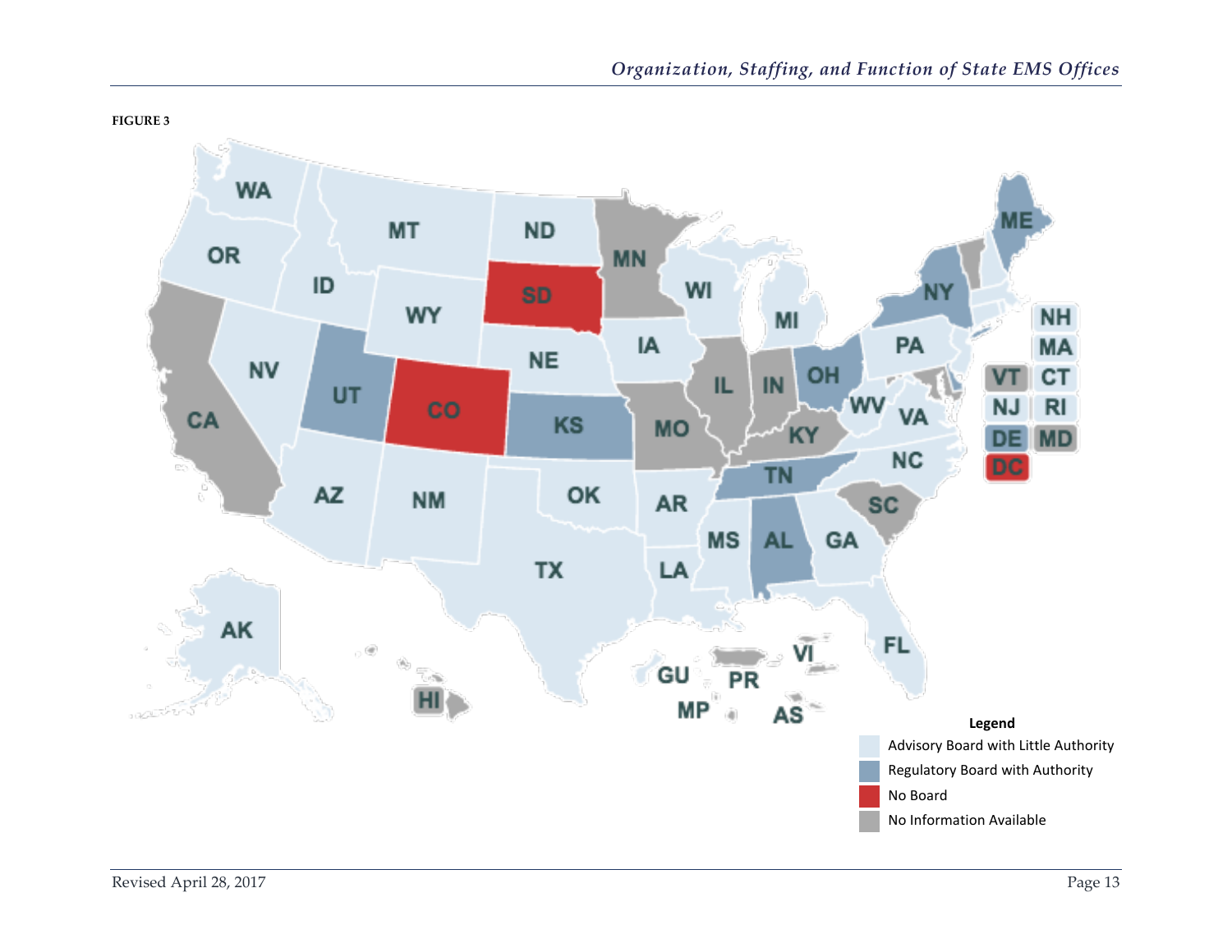**FIGURE 3**

**Legend**

- Advisory Board with Little Authority
- Regulatory Board with Authority
- No Board
- No Information Available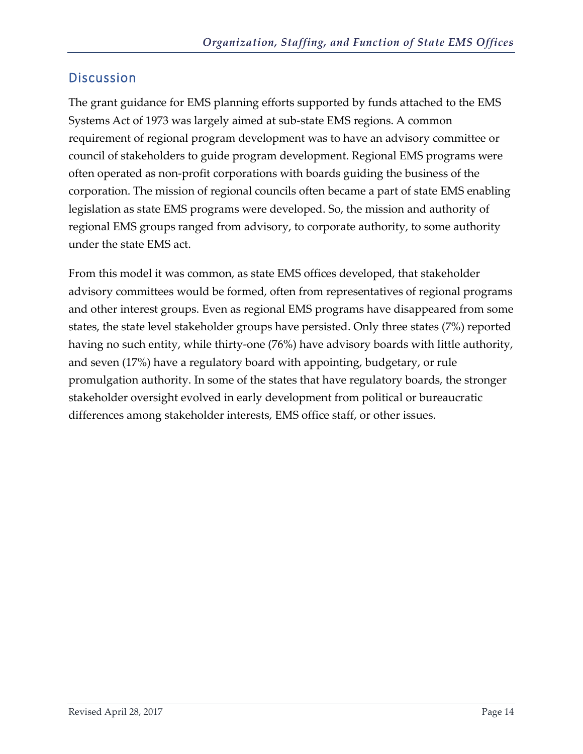## Discussion

The grant guidance for EMS planning efforts supported by funds attached to the EMS Systems Act of 1973 was largely aimed at sub-state EMS regions. A common requirement of regional program development was to have an advisory committee or council of stakeholders to guide program development. Regional EMS programs were often operated as non-profit corporations with boards guiding the business of the corporation. The mission of regional councils often became a part of state EMS enabling legislation as state EMS programs were developed. So, the mission and authority of regional EMS groups ranged from advisory, to corporate authority, to some authority under the state EMS act.

From this model it was common, as state EMS offices developed, that stakeholder advisory committees would be formed, often from representatives of regional programs and other interest groups. Even as regional EMS programs have disappeared from some states, the state level stakeholder groups have persisted. Only three states (7%) reported having no such entity, while thirty-one (76%) have advisory boards with little authority, and seven (17%) have a regulatory board with appointing, budgetary, or rule promulgation authority. In some of the states that have regulatory boards, the stronger stakeholder oversight evolved in early development from political or bureaucratic differences among stakeholder interests, EMS office staff, or other issues.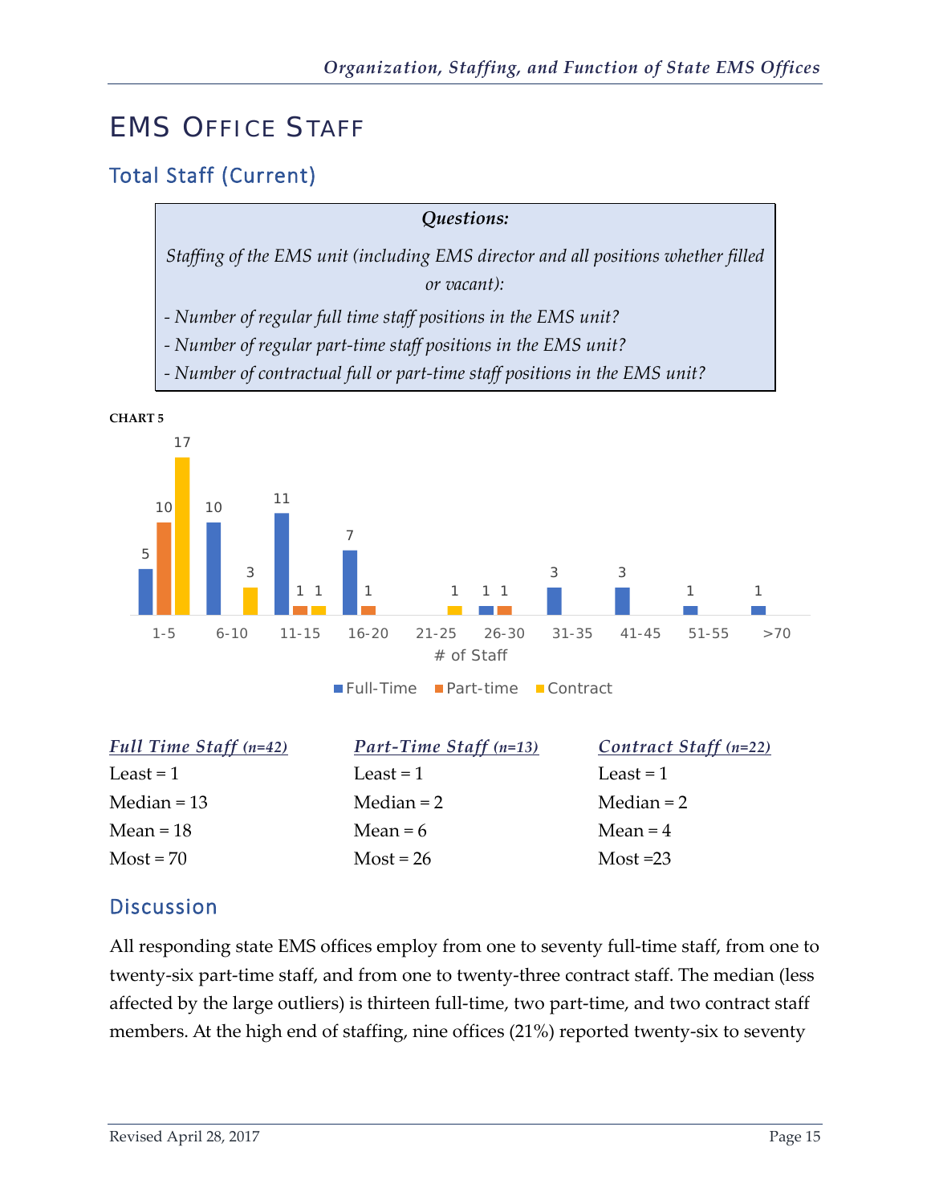# EMS Office Staff

## Total Staff (Current)

> ***Questions:***
>
> *Staffing of the EMS unit (including EMS director and all positions whether filled or vacant):*
>
> *- Number of regular full time staff positions in the EMS unit?*
>
> *- Number of regular part-time staff positions in the EMS unit?*
>
> *- Number of contractual full or part-time staff positions in the EMS unit?*

**CHART 5**

| # of Staff | Full-Time | Part-time | Contract |
|---|---|---|---|
| 1-5 | 5 | 10 | 17 |
| 6-10 | 10 | | 3 |
| 11-15 | 11 | 1 | 1 |
| 16-20 | 7 | 1 | |
| 21-25 | | | 1 |
| 26-30 | 1 | 1 | |
| 31-35 | 3 | | |
| 41-45 | 3 | | |
| 51-55 | 1 | | |
| >70 | 1 | | |

| ***Full Time Staff** (n=42)* | ***Part-Time Staff** (n=13)* | ***Contract Staff** (n=22)* |
|---|---|---|
| Least = 1 | Least = 1 | Least = 1 |
| Median = 13 | Median = 2 | Median = 2 |
| Mean = 18 | Mean = 6 | Mean = 4 |
| Most = 70 | Most = 26 | Most =23 |

## Discussion

All responding state EMS offices employ from one to seventy full-time staff, from one to twenty-six part-time staff, and from one to twenty-three contract staff. The median (less affected by the large outliers) is thirteen full-time, two part-time, and two contract staff members. At the high end of staffing, nine offices (21%) reported twenty-six to seventy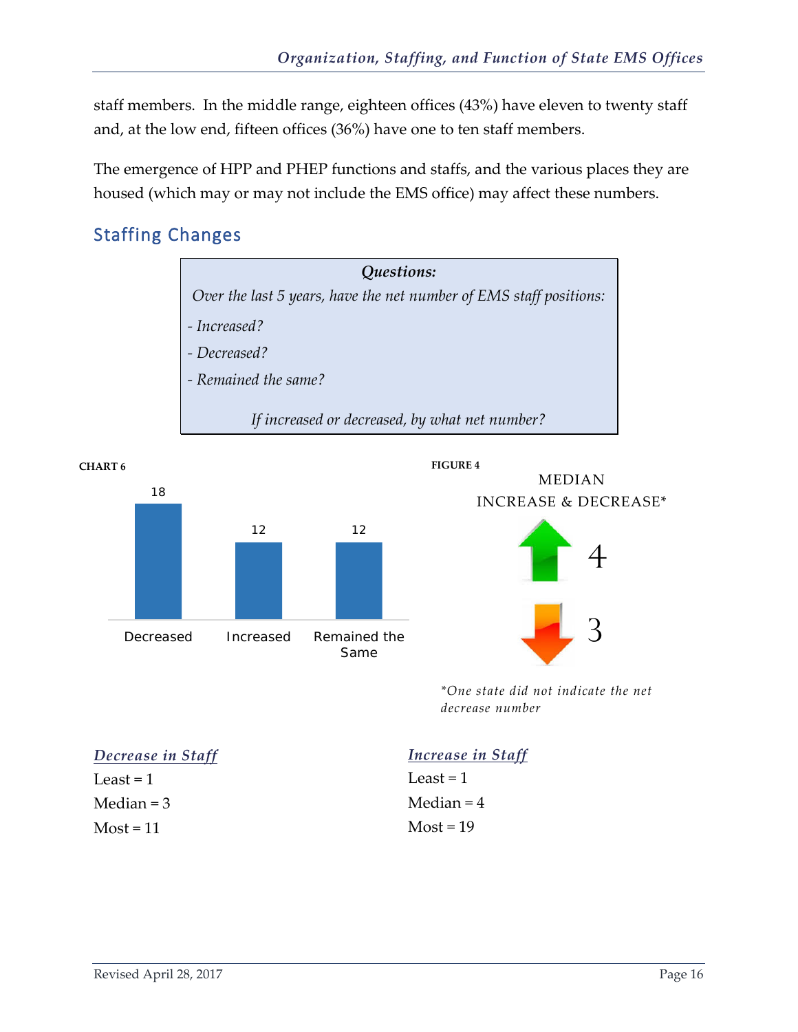staff members. In the middle range, eighteen offices (43%) have eleven to twenty staff and, at the low end, fifteen offices (36%) have one to ten staff members.

The emergence of HPP and PHEP functions and staffs, and the various places they are housed (which may or may not include the EMS office) may affect these numbers.

## Staffing Changes

> ***Questions:***
>
> *Over the last 5 years, have the net number of EMS staff positions:*
>
> *- Increased?*
>
> *- Decreased?*
>
> *- Remained the same?*
>
> *If increased or decreased, by what net number?*

**CHART 6**

| Decreased | Increased | Remained the Same |
|---|---|---|
| 18 | 12 | 12 |

**FIGURE 4**

MEDIAN INCREASE & DECREASE*

| Increase | Decrease |
|---|---|
| 4 | 3 |

**One state did not indicate the net decrease number*

***Decrease in Staff***

Least = 1
Median = 3
Most = 11

***Increase in Staff***

Least = 1
Median = 4
Most = 19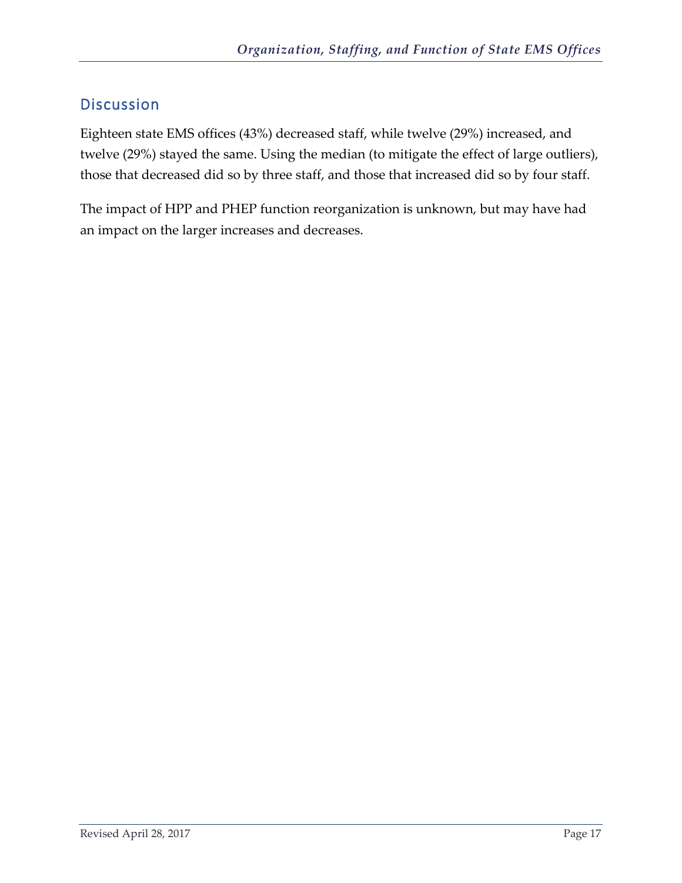## Discussion

Eighteen state EMS offices (43%) decreased staff, while twelve (29%) increased, and twelve (29%) stayed the same. Using the median (to mitigate the effect of large outliers), those that decreased did so by three staff, and those that increased did so by four staff.

The impact of HPP and PHEP function reorganization is unknown, but may have had an impact on the larger increases and decreases.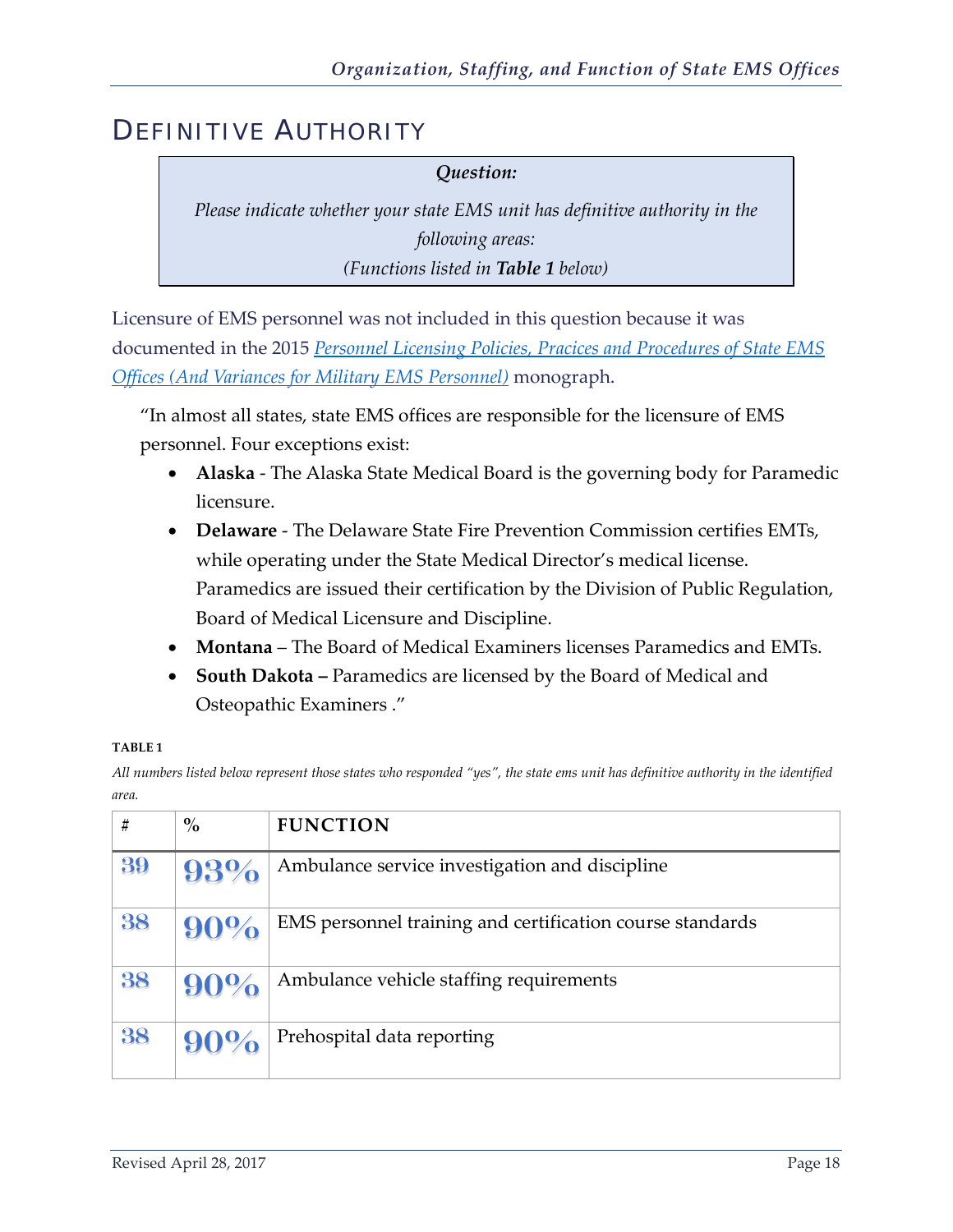# DEFINITIVE AUTHORITY

> ***Question:***
>
> *Please indicate whether your state EMS unit has definitive authority in the following areas:*
> *(Functions listed in **Table 1** below)*

Licensure of EMS personnel was not included in this question because it was documented in the 2015 *Personnel Licensing Policies, Pracices and Procedures of State EMS Offices (And Variances for Military EMS Personnel)* monograph.

"In almost all states, state EMS offices are responsible for the licensure of EMS personnel. Four exceptions exist:

- **Alaska** - The Alaska State Medical Board is the governing body for Paramedic licensure.
- **Delaware** - The Delaware State Fire Prevention Commission certifies EMTs, while operating under the State Medical Director's medical license. Paramedics are issued their certification by the Division of Public Regulation, Board of Medical Licensure and Discipline.
- **Montana** – The Board of Medical Examiners licenses Paramedics and EMTs.
- **South Dakota –** Paramedics are licensed by the Board of Medical and Osteopathic Examiners ."

**TABLE 1**

*All numbers listed below represent those states who responded "yes", the state ems unit has definitive authority in the identified area.*

| # | % | FUNCTION |
|---|---|---|
| 39 | 93% | Ambulance service investigation and discipline |
| 38 | 90% | EMS personnel training and certification course standards |
| 38 | 90% | Ambulance vehicle staffing requirements |
| 38 | 90% | Prehospital data reporting |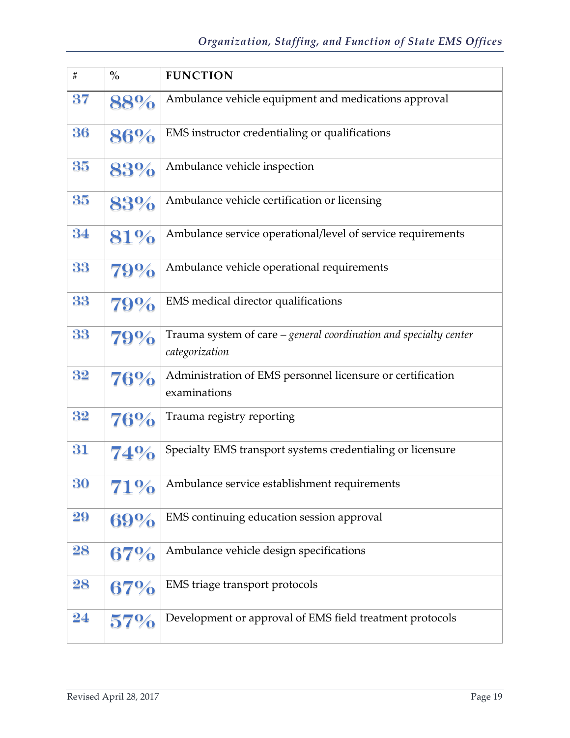| # | % | FUNCTION |
|---|---|---|
| 37 | 88% | Ambulance vehicle equipment and medications approval |
| 36 | 86% | EMS instructor credentialing or qualifications |
| 35 | 83% | Ambulance vehicle inspection |
| 35 | 83% | Ambulance vehicle certification or licensing |
| 34 | 81% | Ambulance service operational/level of service requirements |
| 33 | 79% | Ambulance vehicle operational requirements |
| 33 | 79% | EMS medical director qualifications |
| 33 | 79% | Trauma system of care – *general coordination and specialty center categorization* |
| 32 | 76% | Administration of EMS personnel licensure or certification examinations |
| 32 | 76% | Trauma registry reporting |
| 31 | 74% | Specialty EMS transport systems credentialing or licensure |
| 30 | 71% | Ambulance service establishment requirements |
| 29 | 69% | EMS continuing education session approval |
| 28 | 67% | Ambulance vehicle design specifications |
| 28 | 67% | EMS triage transport protocols |
| 24 | 57% | Development or approval of EMS field treatment protocols |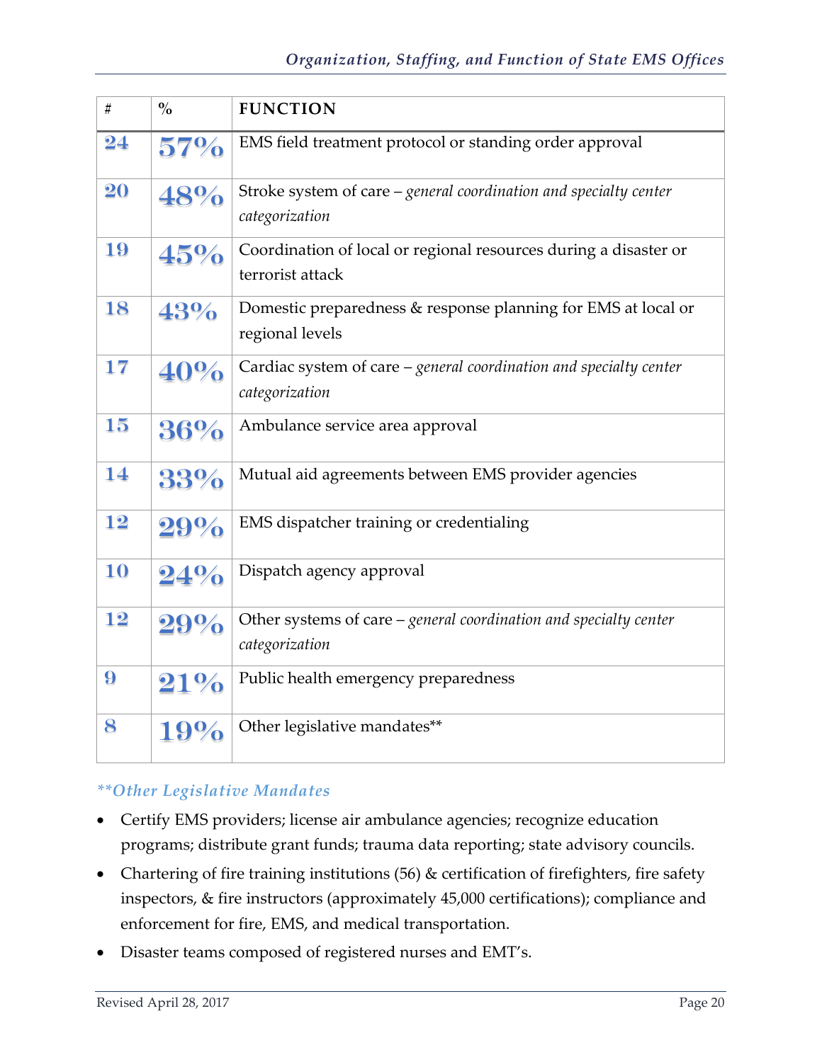| # | % | FUNCTION |
|---|---|---|
| 24 | 57% | EMS field treatment protocol or standing order approval |
| 20 | 48% | Stroke system of care – *general coordination and specialty center categorization* |
| 19 | 45% | Coordination of local or regional resources during a disaster or terrorist attack |
| 18 | 43% | Domestic preparedness & response planning for EMS at local or regional levels |
| 17 | 40% | Cardiac system of care – *general coordination and specialty center categorization* |
| 15 | 36% | Ambulance service area approval |
| 14 | 33% | Mutual aid agreements between EMS provider agencies |
| 12 | 29% | EMS dispatcher training or credentialing |
| 10 | 24% | Dispatch agency approval |
| 12 | 29% | Other systems of care – *general coordination and specialty center categorization* |
| 9 | 21% | Public health emergency preparedness |
| 8 | 19% | Other legislative mandates** |

***\*\*Other Legislative Mandates***

- Certify EMS providers; license air ambulance agencies; recognize education programs; distribute grant funds; trauma data reporting; state advisory councils.
- Chartering of fire training institutions (56) & certification of firefighters, fire safety inspectors, & fire instructors (approximately 45,000 certifications); compliance and enforcement for fire, EMS, and medical transportation.
- Disaster teams composed of registered nurses and EMT's.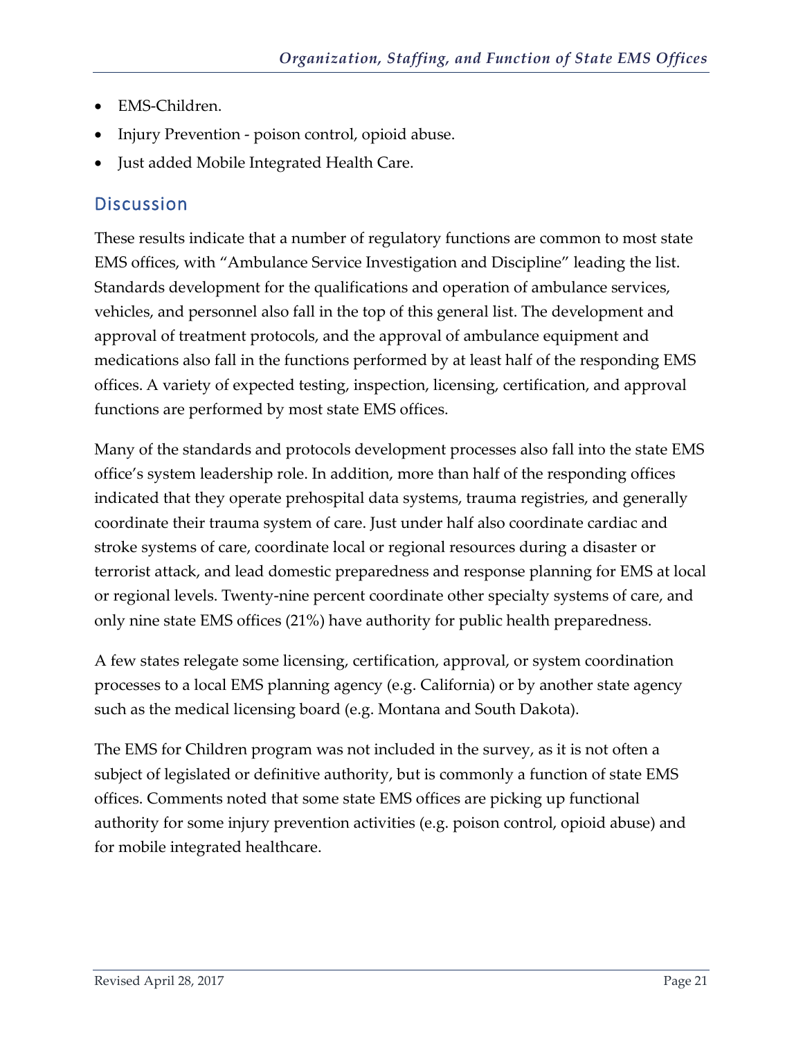- EMS-Children.
- Injury Prevention - poison control, opioid abuse.
- Just added Mobile Integrated Health Care.

## Discussion

These results indicate that a number of regulatory functions are common to most state EMS offices, with "Ambulance Service Investigation and Discipline" leading the list. Standards development for the qualifications and operation of ambulance services, vehicles, and personnel also fall in the top of this general list. The development and approval of treatment protocols, and the approval of ambulance equipment and medications also fall in the functions performed by at least half of the responding EMS offices. A variety of expected testing, inspection, licensing, certification, and approval functions are performed by most state EMS offices.

Many of the standards and protocols development processes also fall into the state EMS office's system leadership role. In addition, more than half of the responding offices indicated that they operate prehospital data systems, trauma registries, and generally coordinate their trauma system of care. Just under half also coordinate cardiac and stroke systems of care, coordinate local or regional resources during a disaster or terrorist attack, and lead domestic preparedness and response planning for EMS at local or regional levels. Twenty-nine percent coordinate other specialty systems of care, and only nine state EMS offices (21%) have authority for public health preparedness.

A few states relegate some licensing, certification, approval, or system coordination processes to a local EMS planning agency (e.g. California) or by another state agency such as the medical licensing board (e.g. Montana and South Dakota).

The EMS for Children program was not included in the survey, as it is not often a subject of legislated or definitive authority, but is commonly a function of state EMS offices. Comments noted that some state EMS offices are picking up functional authority for some injury prevention activities (e.g. poison control, opioid abuse) and for mobile integrated healthcare.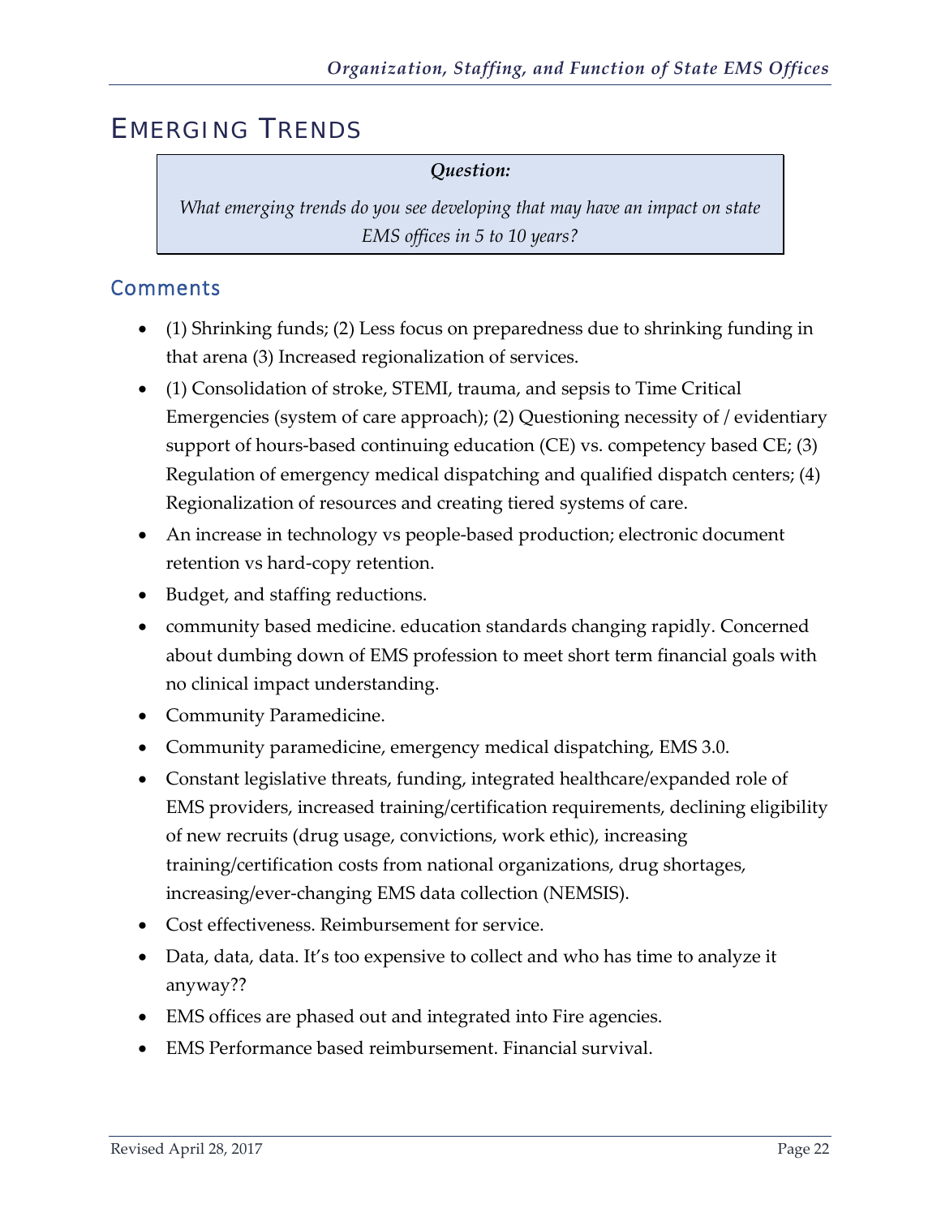# Emerging Trends

> ***Question:***
>
> *What emerging trends do you see developing that may have an impact on state EMS offices in 5 to 10 years?*

## Comments

- (1) Shrinking funds; (2) Less focus on preparedness due to shrinking funding in that arena (3) Increased regionalization of services.
- (1) Consolidation of stroke, STEMI, trauma, and sepsis to Time Critical Emergencies (system of care approach); (2) Questioning necessity of / evidentiary support of hours-based continuing education (CE) vs. competency based CE; (3) Regulation of emergency medical dispatching and qualified dispatch centers; (4) Regionalization of resources and creating tiered systems of care.
- An increase in technology vs people-based production; electronic document retention vs hard-copy retention.
- Budget, and staffing reductions.
- community based medicine. education standards changing rapidly. Concerned about dumbing down of EMS profession to meet short term financial goals with no clinical impact understanding.
- Community Paramedicine.
- Community paramedicine, emergency medical dispatching, EMS 3.0.
- Constant legislative threats, funding, integrated healthcare/expanded role of EMS providers, increased training/certification requirements, declining eligibility of new recruits (drug usage, convictions, work ethic), increasing training/certification costs from national organizations, drug shortages, increasing/ever-changing EMS data collection (NEMSIS).
- Cost effectiveness. Reimbursement for service.
- Data, data, data. It's too expensive to collect and who has time to analyze it anyway??
- EMS offices are phased out and integrated into Fire agencies.
- EMS Performance based reimbursement. Financial survival.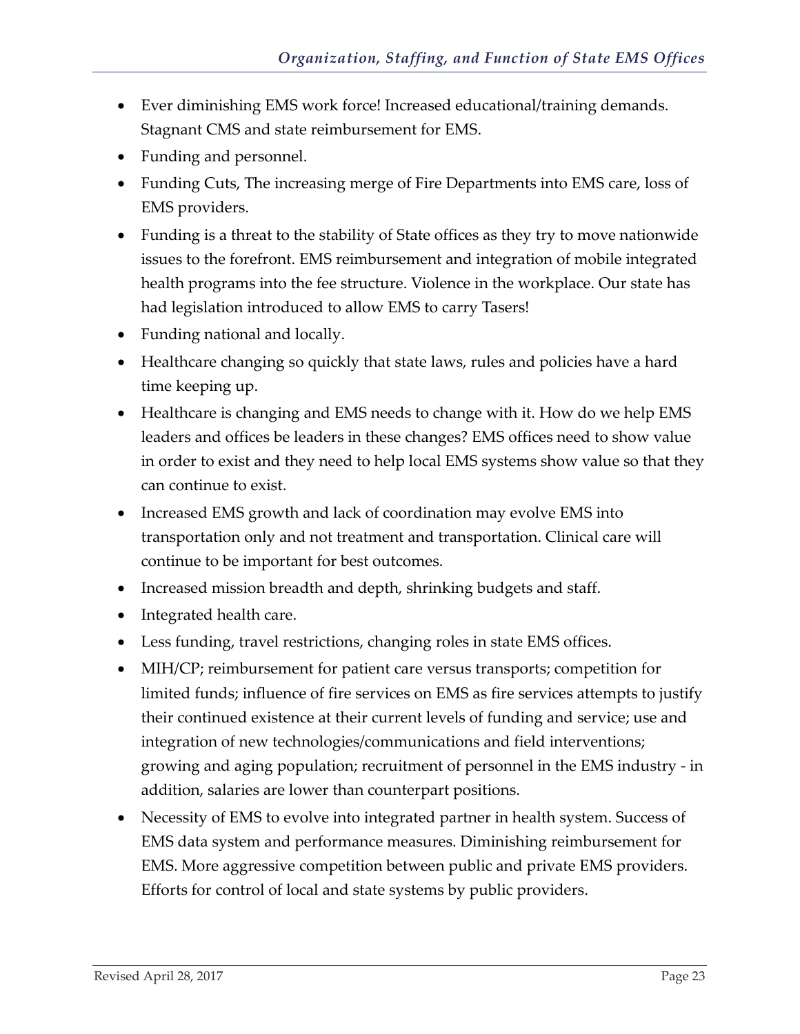- Ever diminishing EMS work force! Increased educational/training demands. Stagnant CMS and state reimbursement for EMS.
- Funding and personnel.
- Funding Cuts, The increasing merge of Fire Departments into EMS care, loss of EMS providers.
- Funding is a threat to the stability of State offices as they try to move nationwide issues to the forefront. EMS reimbursement and integration of mobile integrated health programs into the fee structure. Violence in the workplace. Our state has had legislation introduced to allow EMS to carry Tasers!
- Funding national and locally.
- Healthcare changing so quickly that state laws, rules and policies have a hard time keeping up.
- Healthcare is changing and EMS needs to change with it. How do we help EMS leaders and offices be leaders in these changes? EMS offices need to show value in order to exist and they need to help local EMS systems show value so that they can continue to exist.
- Increased EMS growth and lack of coordination may evolve EMS into transportation only and not treatment and transportation. Clinical care will continue to be important for best outcomes.
- Increased mission breadth and depth, shrinking budgets and staff.
- Integrated health care.
- Less funding, travel restrictions, changing roles in state EMS offices.
- MIH/CP; reimbursement for patient care versus transports; competition for limited funds; influence of fire services on EMS as fire services attempts to justify their continued existence at their current levels of funding and service; use and integration of new technologies/communications and field interventions; growing and aging population; recruitment of personnel in the EMS industry - in addition, salaries are lower than counterpart positions.
- Necessity of EMS to evolve into integrated partner in health system. Success of EMS data system and performance measures. Diminishing reimbursement for EMS. More aggressive competition between public and private EMS providers. Efforts for control of local and state systems by public providers.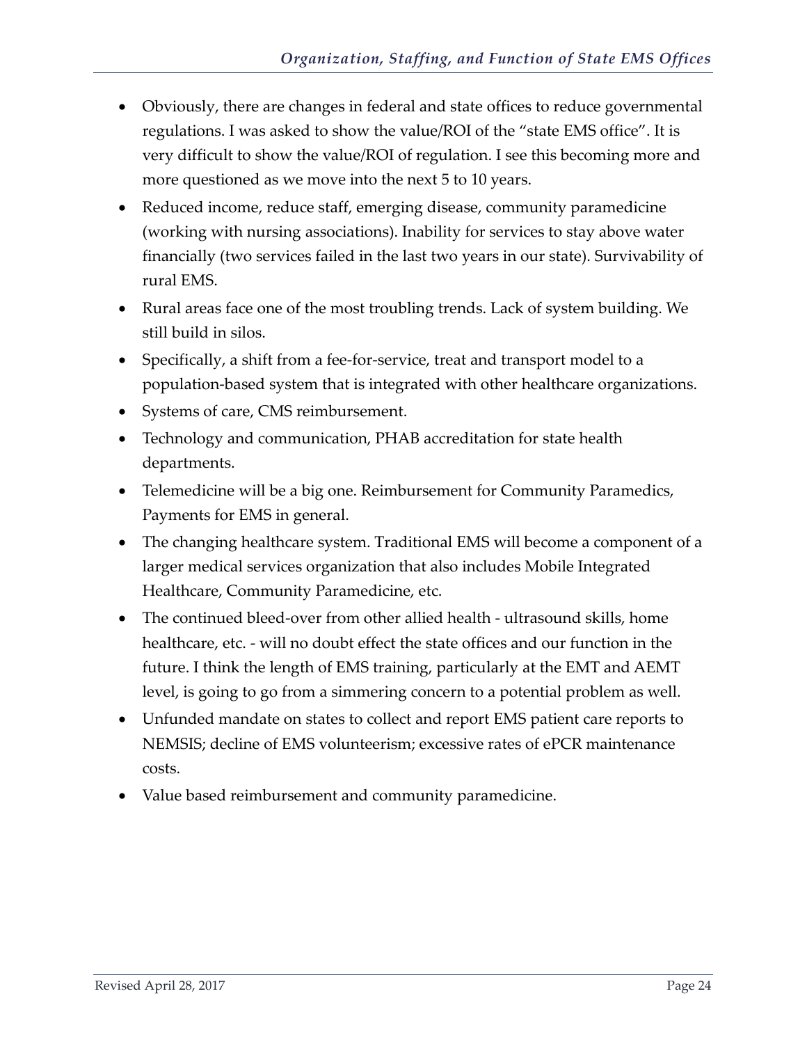- Obviously, there are changes in federal and state offices to reduce governmental regulations. I was asked to show the value/ROI of the "state EMS office". It is very difficult to show the value/ROI of regulation. I see this becoming more and more questioned as we move into the next 5 to 10 years.
- Reduced income, reduce staff, emerging disease, community paramedicine (working with nursing associations). Inability for services to stay above water financially (two services failed in the last two years in our state). Survivability of rural EMS.
- Rural areas face one of the most troubling trends. Lack of system building. We still build in silos.
- Specifically, a shift from a fee-for-service, treat and transport model to a population-based system that is integrated with other healthcare organizations.
- Systems of care, CMS reimbursement.
- Technology and communication, PHAB accreditation for state health departments.
- Telemedicine will be a big one. Reimbursement for Community Paramedics, Payments for EMS in general.
- The changing healthcare system. Traditional EMS will become a component of a larger medical services organization that also includes Mobile Integrated Healthcare, Community Paramedicine, etc.
- The continued bleed-over from other allied health - ultrasound skills, home healthcare, etc. - will no doubt effect the state offices and our function in the future. I think the length of EMS training, particularly at the EMT and AEMT level, is going to go from a simmering concern to a potential problem as well.
- Unfunded mandate on states to collect and report EMS patient care reports to NEMSIS; decline of EMS volunteerism; excessive rates of ePCR maintenance costs.
- Value based reimbursement and community paramedicine.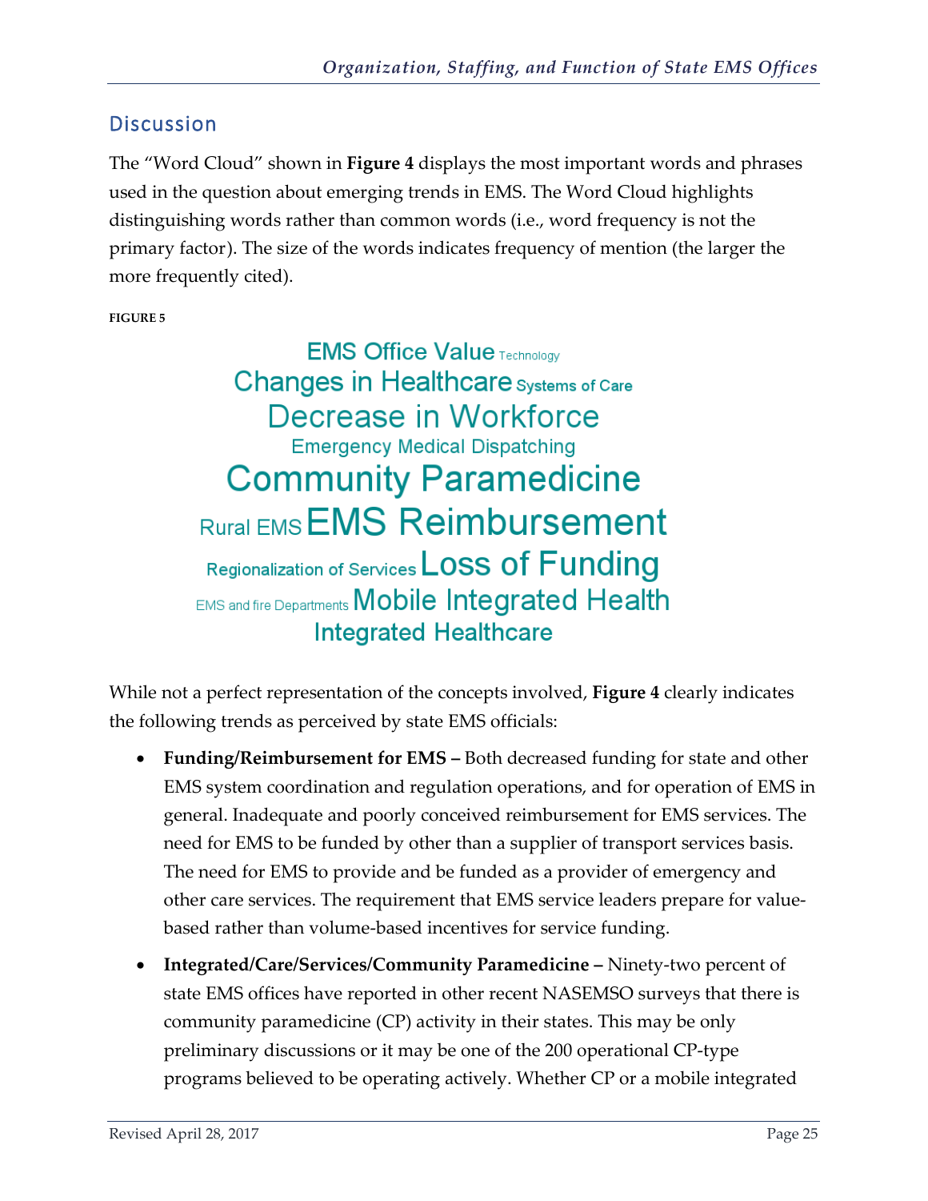## Discussion

The "Word Cloud" shown in **Figure 4** displays the most important words and phrases used in the question about emerging trends in EMS. The Word Cloud highlights distinguishing words rather than common words (i.e., word frequency is not the primary factor). The size of the words indicates frequency of mention (the larger the more frequently cited).

**FIGURE 5**

EMS Office Value Technology
Changes in Healthcare Systems of Care
Decrease in Workforce
Emergency Medical Dispatching
Community Paramedicine
Rural EMS EMS Reimbursement
Regionalization of Services Loss of Funding
EMS and fire Departments Mobile Integrated Health
Integrated Healthcare

While not a perfect representation of the concepts involved, **Figure 4** clearly indicates the following trends as perceived by state EMS officials:

- **Funding/Reimbursement for EMS –** Both decreased funding for state and other EMS system coordination and regulation operations, and for operation of EMS in general. Inadequate and poorly conceived reimbursement for EMS services. The need for EMS to be funded by other than a supplier of transport services basis. The need for EMS to provide and be funded as a provider of emergency and other care services. The requirement that EMS service leaders prepare for value-based rather than volume-based incentives for service funding.
- **Integrated/Care/Services/Community Paramedicine –** Ninety-two percent of state EMS offices have reported in other recent NASEMSO surveys that there is community paramedicine (CP) activity in their states. This may be only preliminary discussions or it may be one of the 200 operational CP-type programs believed to be operating actively. Whether CP or a mobile integrated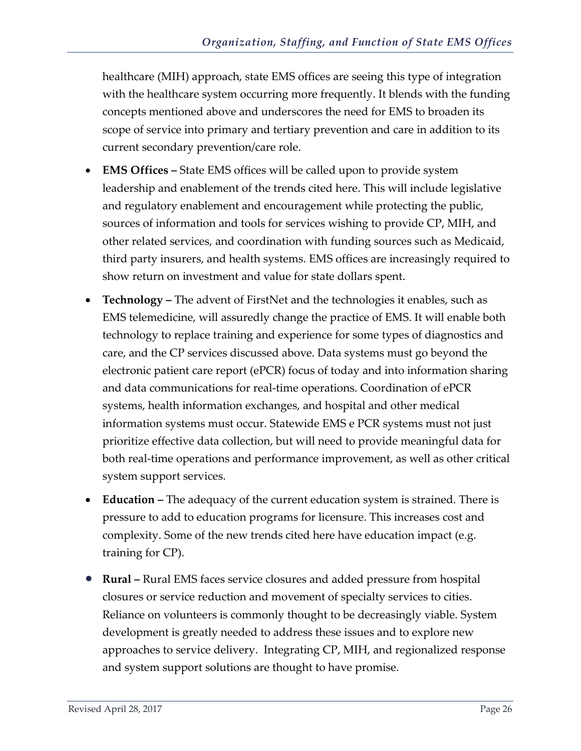healthcare (MIH) approach, state EMS offices are seeing this type of integration with the healthcare system occurring more frequently. It blends with the funding concepts mentioned above and underscores the need for EMS to broaden its scope of service into primary and tertiary prevention and care in addition to its current secondary prevention/care role.

- **EMS Offices –** State EMS offices will be called upon to provide system leadership and enablement of the trends cited here. This will include legislative and regulatory enablement and encouragement while protecting the public, sources of information and tools for services wishing to provide CP, MIH, and other related services, and coordination with funding sources such as Medicaid, third party insurers, and health systems. EMS offices are increasingly required to show return on investment and value for state dollars spent.
- **Technology –** The advent of FirstNet and the technologies it enables, such as EMS telemedicine, will assuredly change the practice of EMS. It will enable both technology to replace training and experience for some types of diagnostics and care, and the CP services discussed above. Data systems must go beyond the electronic patient care report (ePCR) focus of today and into information sharing and data communications for real-time operations. Coordination of ePCR systems, health information exchanges, and hospital and other medical information systems must occur. Statewide EMS e PCR systems must not just prioritize effective data collection, but will need to provide meaningful data for both real-time operations and performance improvement, as well as other critical system support services.
- **Education –** The adequacy of the current education system is strained. There is pressure to add to education programs for licensure. This increases cost and complexity. Some of the new trends cited here have education impact (e.g. training for CP).
- **Rural –** Rural EMS faces service closures and added pressure from hospital closures or service reduction and movement of specialty services to cities. Reliance on volunteers is commonly thought to be decreasingly viable. System development is greatly needed to address these issues and to explore new approaches to service delivery. Integrating CP, MIH, and regionalized response and system support solutions are thought to have promise.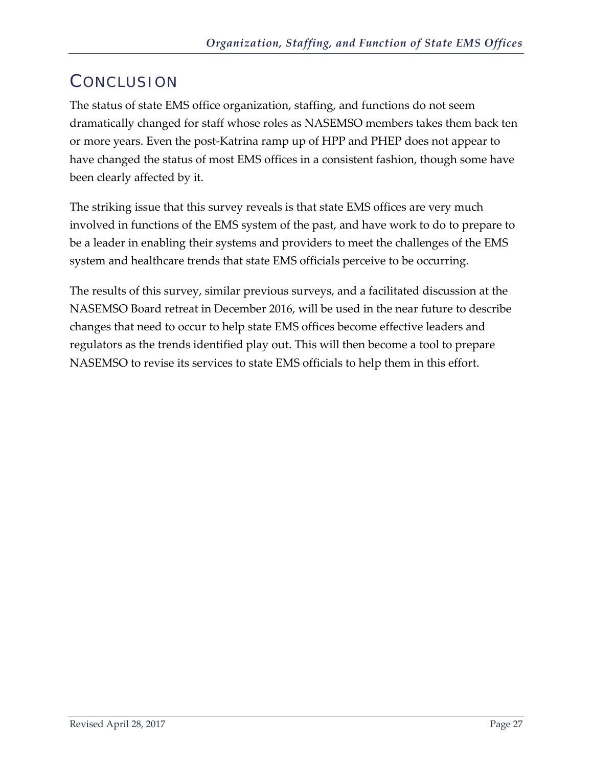# Conclusion

The status of state EMS office organization, staffing, and functions do not seem dramatically changed for staff whose roles as NASEMSO members takes them back ten or more years. Even the post-Katrina ramp up of HPP and PHEP does not appear to have changed the status of most EMS offices in a consistent fashion, though some have been clearly affected by it.

The striking issue that this survey reveals is that state EMS offices are very much involved in functions of the EMS system of the past, and have work to do to prepare to be a leader in enabling their systems and providers to meet the challenges of the EMS system and healthcare trends that state EMS officials perceive to be occurring.

The results of this survey, similar previous surveys, and a facilitated discussion at the NASEMSO Board retreat in December 2016, will be used in the near future to describe changes that need to occur to help state EMS offices become effective leaders and regulators as the trends identified play out. This will then become a tool to prepare NASEMSO to revise its services to state EMS officials to help them in this effort.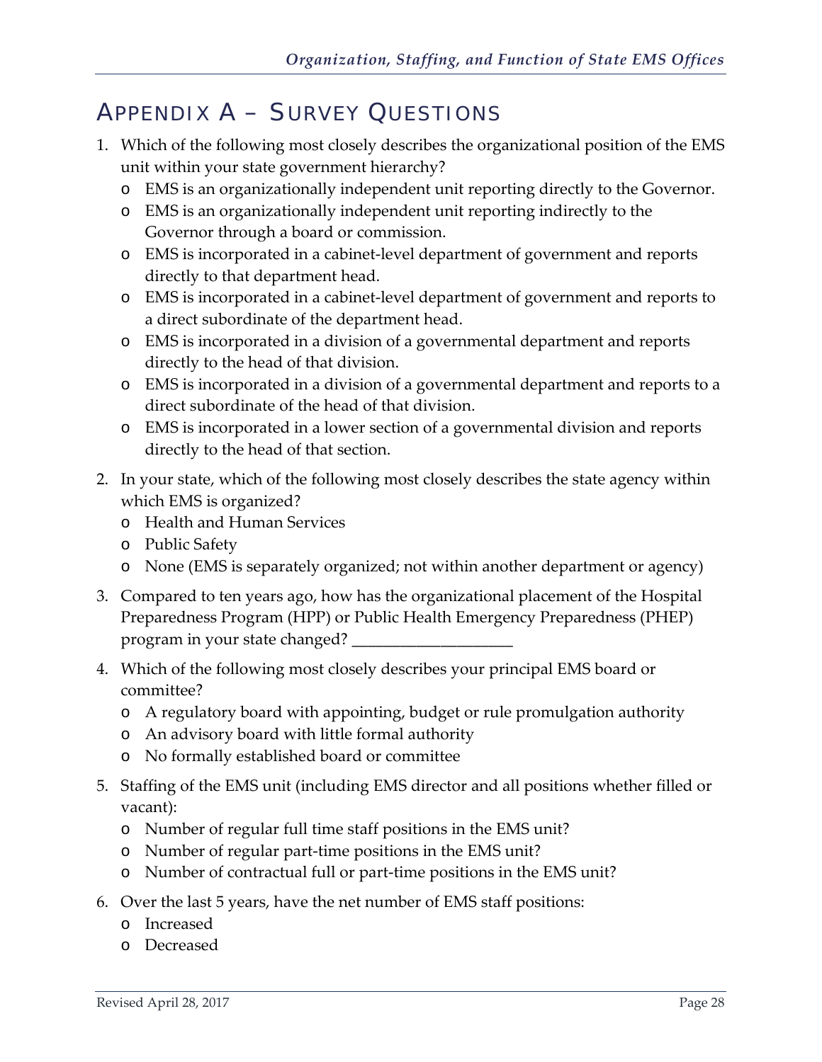# Appendix A – Survey Questions

1. Which of the following most closely describes the organizational position of the EMS unit within your state government hierarchy?
   - EMS is an organizationally independent unit reporting directly to the Governor.
   - EMS is an organizationally independent unit reporting indirectly to the Governor through a board or commission.
   - EMS is incorporated in a cabinet-level department of government and reports directly to that department head.
   - EMS is incorporated in a cabinet-level department of government and reports to a direct subordinate of the department head.
   - EMS is incorporated in a division of a governmental department and reports directly to the head of that division.
   - EMS is incorporated in a division of a governmental department and reports to a direct subordinate of the head of that division.
   - EMS is incorporated in a lower section of a governmental division and reports directly to the head of that section.

2. In your state, which of the following most closely describes the state agency within which EMS is organized?
   - Health and Human Services
   - Public Safety
   - None (EMS is separately organized; not within another department or agency)

3. Compared to ten years ago, how has the organizational placement of the Hospital Preparedness Program (HPP) or Public Health Emergency Preparedness (PHEP) program in your state changed? ____________________

4. Which of the following most closely describes your principal EMS board or committee?
   - A regulatory board with appointing, budget or rule promulgation authority
   - An advisory board with little formal authority
   - No formally established board or committee

5. Staffing of the EMS unit (including EMS director and all positions whether filled or vacant):
   - Number of regular full time staff positions in the EMS unit?
   - Number of regular part-time positions in the EMS unit?
   - Number of contractual full or part-time positions in the EMS unit?

6. Over the last 5 years, have the net number of EMS staff positions:
   - Increased
   - Decreased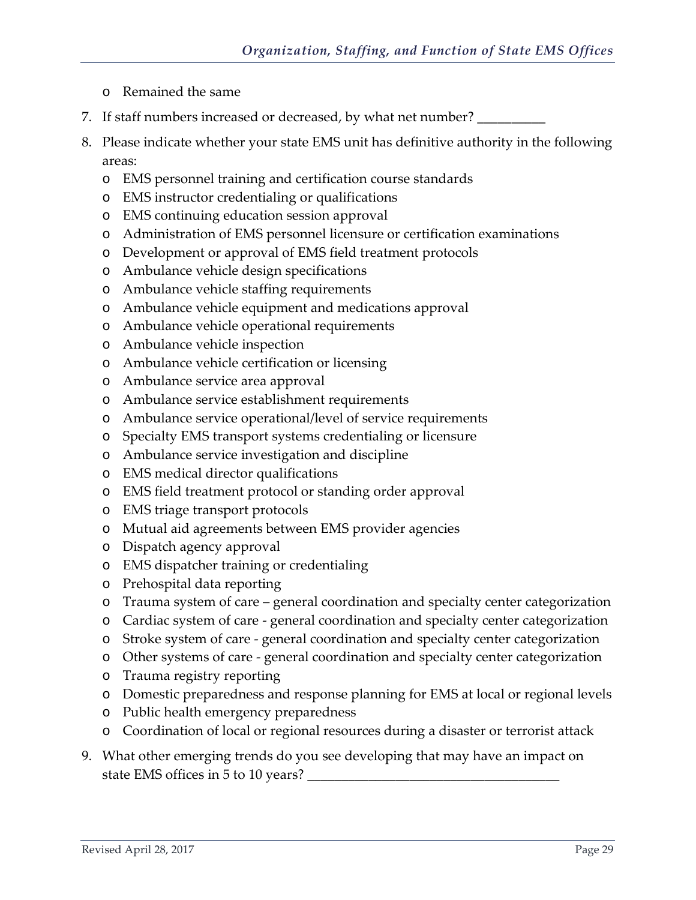- Remained the same

7. If staff numbers increased or decreased, by what net number? __________

8. Please indicate whether your state EMS unit has definitive authority in the following areas:
   - EMS personnel training and certification course standards
   - EMS instructor credentialing or qualifications
   - EMS continuing education session approval
   - Administration of EMS personnel licensure or certification examinations
   - Development or approval of EMS field treatment protocols
   - Ambulance vehicle design specifications
   - Ambulance vehicle staffing requirements
   - Ambulance vehicle equipment and medications approval
   - Ambulance vehicle operational requirements
   - Ambulance vehicle inspection
   - Ambulance vehicle certification or licensing
   - Ambulance service area approval
   - Ambulance service establishment requirements
   - Ambulance service operational/level of service requirements
   - Specialty EMS transport systems credentialing or licensure
   - Ambulance service investigation and discipline
   - EMS medical director qualifications
   - EMS field treatment protocol or standing order approval
   - EMS triage transport protocols
   - Mutual aid agreements between EMS provider agencies
   - Dispatch agency approval
   - EMS dispatcher training or credentialing
   - Prehospital data reporting
   - Trauma system of care – general coordination and specialty center categorization
   - Cardiac system of care - general coordination and specialty center categorization
   - Stroke system of care - general coordination and specialty center categorization
   - Other systems of care - general coordination and specialty center categorization
   - Trauma registry reporting
   - Domestic preparedness and response planning for EMS at local or regional levels
   - Public health emergency preparedness
   - Coordination of local or regional resources during a disaster or terrorist attack

9. What other emerging trends do you see developing that may have an impact on state EMS offices in 5 to 10 years? ______________________________________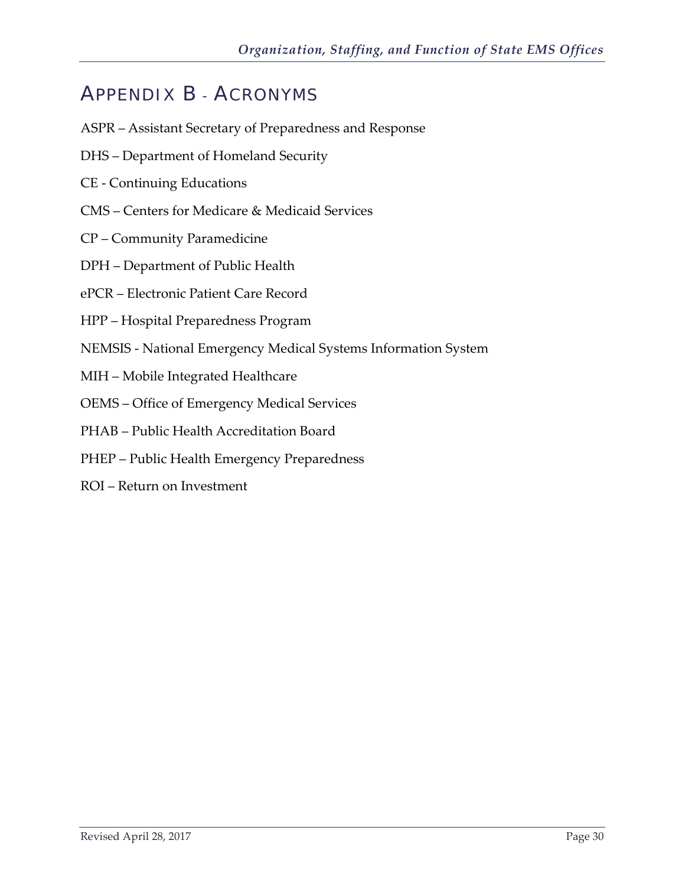# Appendix B - Acronyms

ASPR – Assistant Secretary of Preparedness and Response

DHS – Department of Homeland Security

CE - Continuing Educations

CMS – Centers for Medicare & Medicaid Services

CP – Community Paramedicine

DPH – Department of Public Health

ePCR – Electronic Patient Care Record

HPP – Hospital Preparedness Program

NEMSIS - National Emergency Medical Systems Information System

MIH – Mobile Integrated Healthcare

OEMS – Office of Emergency Medical Services

PHAB – Public Health Accreditation Board

PHEP – Public Health Emergency Preparedness

ROI – Return on Investment